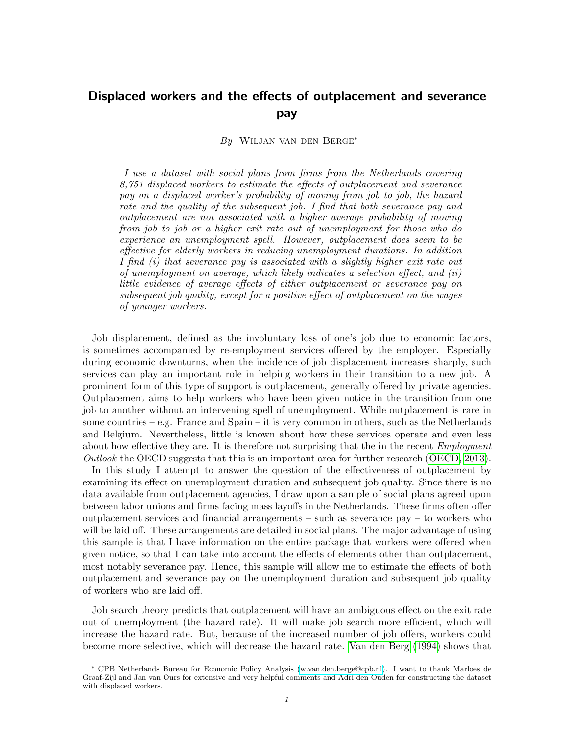# Displaced workers and the effects of outplacement and severance pay

*By* Wiljan van den Berge*

*I use a dataset with social plans from firms from the Netherlands covering 8,751 displaced workers to estimate the effects of outplacement and severance pay on a displaced worker's probability of moving from job to job, the hazard rate and the quality of the subsequent job. I find that both severance pay and outplacement are not associated with a higher average probability of moving from job to job or a higher exit rate out of unemployment for those who do experience an unemployment spell. However, outplacement does seem to be effective for elderly workers in reducing unemployment durations. In addition I find (i) that severance pay is associated with a slightly higher exit rate out of unemployment on average, which likely indicates a selection effect, and (ii) little evidence of average effects of either outplacement or severance pay on subsequent job quality, except for a positive effect of outplacement on the wages of younger workers.*

Job displacement, defined as the involuntary loss of one's job due to economic factors, is sometimes accompanied by re-employment services offered by the employer. Especially during economic downturns, when the incidence of job displacement increases sharply, such services can play an important role in helping workers in their transition to a new job. A prominent form of this type of support is outplacement, generally offered by private agencies. Outplacement aims to help workers who have been given notice in the transition from one job to another without an intervening spell of unemployment. While outplacement is rare in some countries – e.g. France and Spain – it is very common in others, such as the Netherlands and Belgium. Nevertheless, little is known about how these services operate and even less about how effective they are. It is therefore not surprising that the in the recent *Employment Outlook* the OECD suggests that this is an important area for further research (OECD, 2013).

In this study I attempt to answer the question of the effectiveness of outplacement by examining its effect on unemployment duration and subsequent job quality. Since there is no data available from outplacement agencies, I draw upon a sample of social plans agreed upon between labor unions and firms facing mass layoffs in the Netherlands. These firms often offer outplacement services and financial arrangements – such as severance pay – to workers who will be laid off. These arrangements are detailed in social plans. The major advantage of using this sample is that I have information on the entire package that workers were offered when given notice, so that I can take into account the effects of elements other than outplacement, most notably severance pay. Hence, this sample will allow me to estimate the effects of both outplacement and severance pay on the unemployment duration and subsequent job quality of workers who are laid off.

Job search theory predicts that outplacement will have an ambiguous effect on the exit rate out of unemployment (the hazard rate). It will make job search more efficient, which will increase the hazard rate. But, because of the increased number of job offers, workers could become more selective, which will decrease the hazard rate. Van den Berg (1994) shows that

* CPB Netherlands Bureau for Economic Policy Analysis (w.van.den.berge@cpb.nl). I want to thank Marloes de Graaf-Zijl and Jan van Ours for extensive and very helpful comments and Adri den Ouden for constructing the dataset with displaced workers.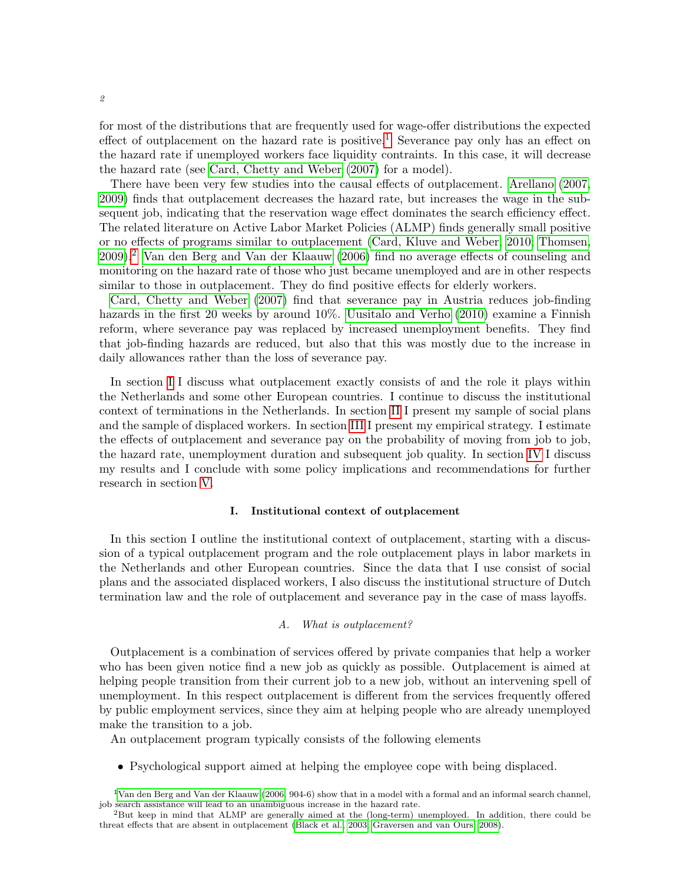for most of the distributions that are frequently used for wage-offer distributions the expected effect of outplacement on the hazard rate is positive.[1] Severance pay only has an effect on the hazard rate if unemployed workers face liquidity contraints. In this case, it will decrease the hazard rate (see Card, Chetty and Weber (2007) for a model).

There have been very few studies into the causal effects of outplacement. Arellano (2007, 2009) finds that outplacement decreases the hazard rate, but increases the wage in the subsequent job, indicating that the reservation wage effect dominates the search efficiency effect. The related literature on Active Labor Market Policies (ALMP) finds generally small positive or no effects of programs similar to outplacement (Card, Kluve and Weber, 2010; Thomsen, 2009).[2] Van den Berg and Van der Klaauw (2006) find no average effects of counseling and monitoring on the hazard rate of those who just became unemployed and are in other respects similar to those in outplacement. They do find positive effects for elderly workers.

Card, Chetty and Weber (2007) find that severance pay in Austria reduces job-finding hazards in the first 20 weeks by around 10%. Uusitalo and Verho (2010) examine a Finnish reform, where severance pay was replaced by increased unemployment benefits. They find that job-finding hazards are reduced, but also that this was mostly due to the increase in daily allowances rather than the loss of severance pay.

In section I I discuss what outplacement exactly consists of and the role it plays within the Netherlands and some other European countries. I continue to discuss the institutional context of terminations in the Netherlands. In section II I present my sample of social plans and the sample of displaced workers. In section III I present my empirical strategy. I estimate the effects of outplacement and severance pay on the probability of moving from job to job, the hazard rate, unemployment duration and subsequent job quality. In section IV I discuss my results and I conclude with some policy implications and recommendations for further research in section V.

## I. Institutional context of outplacement

In this section I outline the institutional context of outplacement, starting with a discussion of a typical outplacement program and the role outplacement plays in labor markets in the Netherlands and other European countries. Since the data that I use consist of social plans and the associated displaced workers, I also discuss the institutional structure of Dutch termination law and the role of outplacement and severance pay in the case of mass layoffs.

### A. *What is outplacement?*

Outplacement is a combination of services offered by private companies that help a worker who has been given notice find a new job as quickly as possible. Outplacement is aimed at helping people transition from their current job to a new job, without an intervening spell of unemployment. In this respect outplacement is different from the services frequently offered by public employment services, since they aim at helping people who are already unemployed make the transition to a job.

An outplacement program typically consists of the following elements

- Psychological support aimed at helping the employee cope with being displaced.

[1] Van den Berg and Van der Klaauw (2006, 904-6) show that in a model with a formal and an informal search channel, job search assistance will lead to an unambiguous increase in the hazard rate.

[2] But keep in mind that ALMP are generally aimed at the (long-term) unemployed. In addition, there could be threat effects that are absent in outplacement (Black et al., 2003; Graversen and van Ours, 2008).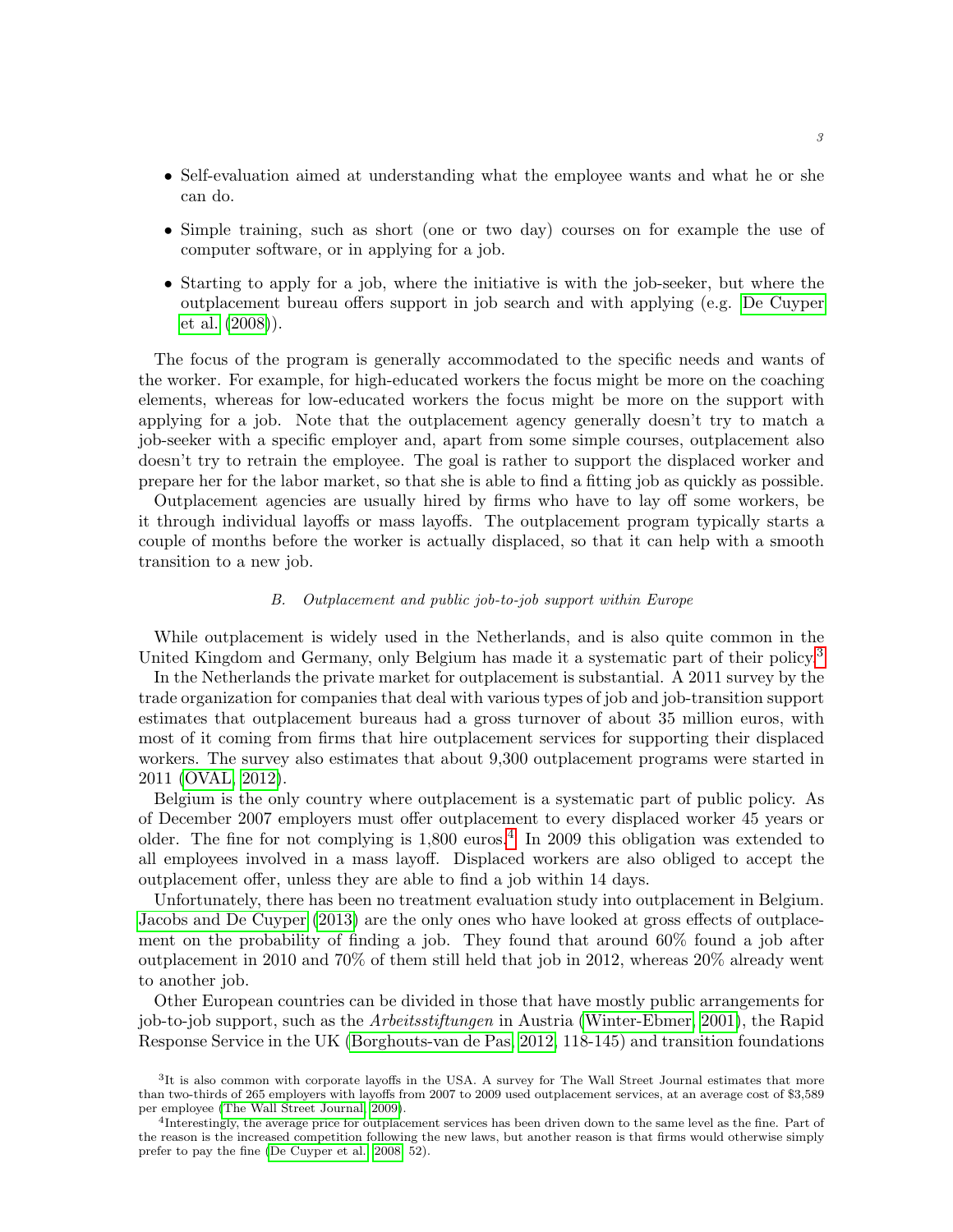- Self-evaluation aimed at understanding what the employee wants and what he or she can do.
- Simple training, such as short (one or two day) courses on for example the use of computer software, or in applying for a job.
- Starting to apply for a job, where the initiative is with the job-seeker, but where the outplacement bureau offers support in job search and with applying (e.g. De Cuyper et al. (2008)).

The focus of the program is generally accommodated to the specific needs and wants of the worker. For example, for high-educated workers the focus might be more on the coaching elements, whereas for low-educated workers the focus might be more on the support with applying for a job. Note that the outplacement agency generally doesn't try to match a job-seeker with a specific employer and, apart from some simple courses, outplacement also doesn't try to retrain the employee. The goal is rather to support the displaced worker and prepare her for the labor market, so that she is able to find a fitting job as quickly as possible.

Outplacement agencies are usually hired by firms who have to lay off some workers, be it through individual layoffs or mass layoffs. The outplacement program typically starts a couple of months before the worker is actually displaced, so that it can help with a smooth transition to a new job.

### B. *Outplacement and public job-to-job support within Europe*

While outplacement is widely used in the Netherlands, and is also quite common in the United Kingdom and Germany, only Belgium has made it a systematic part of their policy.[3]

In the Netherlands the private market for outplacement is substantial. A 2011 survey by the trade organization for companies that deal with various types of job and job-transition support estimates that outplacement bureaus had a gross turnover of about 35 million euros, with most of it coming from firms that hire outplacement services for supporting their displaced workers. The survey also estimates that about 9,300 outplacement programs were started in 2011 (OVAL, 2012).

Belgium is the only country where outplacement is a systematic part of public policy. As of December 2007 employers must offer outplacement to every displaced worker 45 years or older. The fine for not complying is 1,800 euros.[4] In 2009 this obligation was extended to all employees involved in a mass layoff. Displaced workers are also obliged to accept the outplacement offer, unless they are able to find a job within 14 days.

Unfortunately, there has been no treatment evaluation study into outplacement in Belgium. Jacobs and De Cuyper (2013) are the only ones who have looked at gross effects of outplacement on the probability of finding a job. They found that around 60% found a job after outplacement in 2010 and 70% of them still held that job in 2012, whereas 20% already went to another job.

Other European countries can be divided in those that have mostly public arrangements for job-to-job support, such as the *Arbeitsstiftungen* in Austria (Winter-Ebmer, 2001), the Rapid Response Service in the UK (Borghouts-van de Pas, 2012, 118-145) and transition foundations

[3] It is also common with corporate layoffs in the USA. A survey for The Wall Street Journal estimates that more than two-thirds of 265 employers with layoffs from 2007 to 2009 used outplacement services, at an average cost of $3,589 per employee (The Wall Street Journal, 2009).

[4] Interestingly, the average price for outplacement services has been driven down to the same level as the fine. Part of the reason is the increased competition following the new laws, but another reason is that firms would otherwise simply prefer to pay the fine (De Cuyper et al., 2008, 52).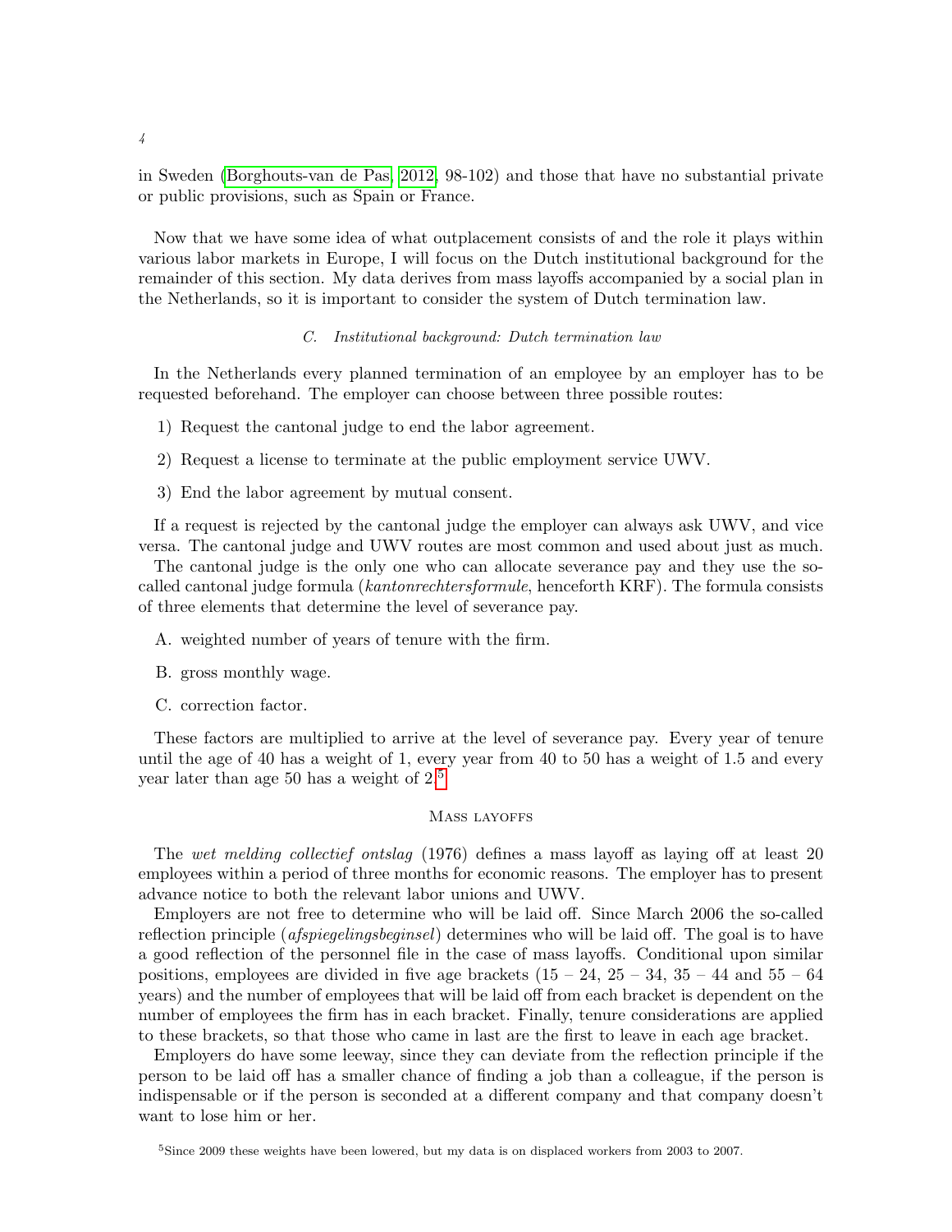in Sweden (Borghouts-van de Pas, 2012, 98-102) and those that have no substantial private or public provisions, such as Spain or France.

Now that we have some idea of what outplacement consists of and the role it plays within various labor markets in Europe, I will focus on the Dutch institutional background for the remainder of this section. My data derives from mass layoffs accompanied by a social plan in the Netherlands, so it is important to consider the system of Dutch termination law.

### C. *Institutional background: Dutch termination law*

In the Netherlands every planned termination of an employee by an employer has to be requested beforehand. The employer can choose between three possible routes:

1) Request the cantonal judge to end the labor agreement.
2) Request a license to terminate at the public employment service UWV.
3) End the labor agreement by mutual consent.

If a request is rejected by the cantonal judge the employer can always ask UWV, and vice versa. The cantonal judge and UWV routes are most common and used about just as much.

The cantonal judge is the only one who can allocate severance pay and they use the so-called cantonal judge formula (*kantonrechtersformule*, henceforth KRF). The formula consists of three elements that determine the level of severance pay.

A. weighted number of years of tenure with the firm.

B. gross monthly wage.

C. correction factor.

These factors are multiplied to arrive at the level of severance pay. Every year of tenure until the age of 40 has a weight of 1, every year from 40 to 50 has a weight of 1.5 and every year later than age 50 has a weight of 2.[5]

#### Mass layoffs

The *wet melding collectief ontslag* (1976) defines a mass layoff as laying off at least 20 employees within a period of three months for economic reasons. The employer has to present advance notice to both the relevant labor unions and UWV.

Employers are not free to determine who will be laid off. Since March 2006 the so-called reflection principle (*afspiegelingsbeginsel*) determines who will be laid off. The goal is to have a good reflection of the personnel file in the case of mass layoffs. Conditional upon similar positions, employees are divided in five age brackets (15 – 24, 25 – 34, 35 – 44 and 55 – 64 years) and the number of employees that will be laid off from each bracket is dependent on the number of employees the firm has in each bracket. Finally, tenure considerations are applied to these brackets, so that those who came in last are the first to leave in each age bracket.

Employers do have some leeway, since they can deviate from the reflection principle if the person to be laid off has a smaller chance of finding a job than a colleague, if the person is indispensable or if the person is seconded at a different company and that company doesn't want to lose him or her.

[5] Since 2009 these weights have been lowered, but my data is on displaced workers from 2003 to 2007.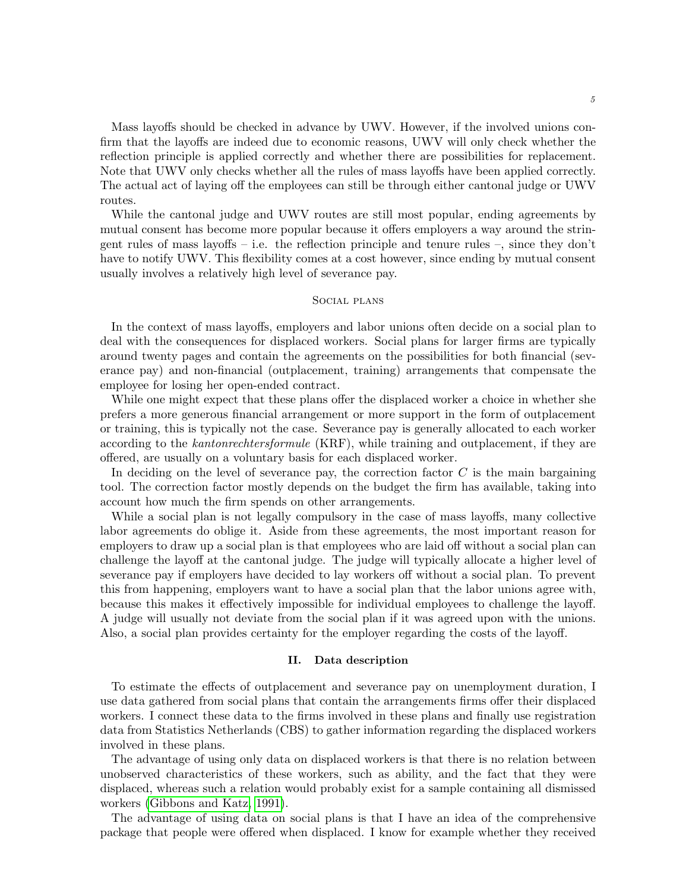Mass layoffs should be checked in advance by UWV. However, if the involved unions confirm that the layoffs are indeed due to economic reasons, UWV will only check whether the reflection principle is applied correctly and whether there are possibilities for replacement. Note that UWV only checks whether all the rules of mass layoffs have been applied correctly. The actual act of laying off the employees can still be through either cantonal judge or UWV routes.

While the cantonal judge and UWV routes are still most popular, ending agreements by mutual consent has become more popular because it offers employers a way around the stringent rules of mass layoffs – i.e. the reflection principle and tenure rules –, since they don't have to notify UWV. This flexibility comes at a cost however, since ending by mutual consent usually involves a relatively high level of severance pay.

### Social plans

In the context of mass layoffs, employers and labor unions often decide on a social plan to deal with the consequences for displaced workers. Social plans for larger firms are typically around twenty pages and contain the agreements on the possibilities for both financial (severance pay) and non-financial (outplacement, training) arrangements that compensate the employee for losing her open-ended contract.

While one might expect that these plans offer the displaced worker a choice in whether she prefers a more generous financial arrangement or more support in the form of outplacement or training, this is typically not the case. Severance pay is generally allocated to each worker according to the *kantonrechtersformule* (KRF), while training and outplacement, if they are offered, are usually on a voluntary basis for each displaced worker.

In deciding on the level of severance pay, the correction factor $C$ is the main bargaining tool. The correction factor mostly depends on the budget the firm has available, taking into account how much the firm spends on other arrangements.

While a social plan is not legally compulsory in the case of mass layoffs, many collective labor agreements do oblige it. Aside from these agreements, the most important reason for employers to draw up a social plan is that employees who are laid off without a social plan can challenge the layoff at the cantonal judge. The judge will typically allocate a higher level of severance pay if employers have decided to lay workers off without a social plan. To prevent this from happening, employers want to have a social plan that the labor unions agree with, because this makes it effectively impossible for individual employees to challenge the layoff. A judge will usually not deviate from the social plan if it was agreed upon with the unions. Also, a social plan provides certainty for the employer regarding the costs of the layoff.

## II. Data description

To estimate the effects of outplacement and severance pay on unemployment duration, I use data gathered from social plans that contain the arrangements firms offer their displaced workers. I connect these data to the firms involved in these plans and finally use registration data from Statistics Netherlands (CBS) to gather information regarding the displaced workers involved in these plans.

The advantage of using only data on displaced workers is that there is no relation between unobserved characteristics of these workers, such as ability, and the fact that they were displaced, whereas such a relation would probably exist for a sample containing all dismissed workers (Gibbons and Katz, 1991).

The advantage of using data on social plans is that I have an idea of the comprehensive package that people were offered when displaced. I know for example whether they received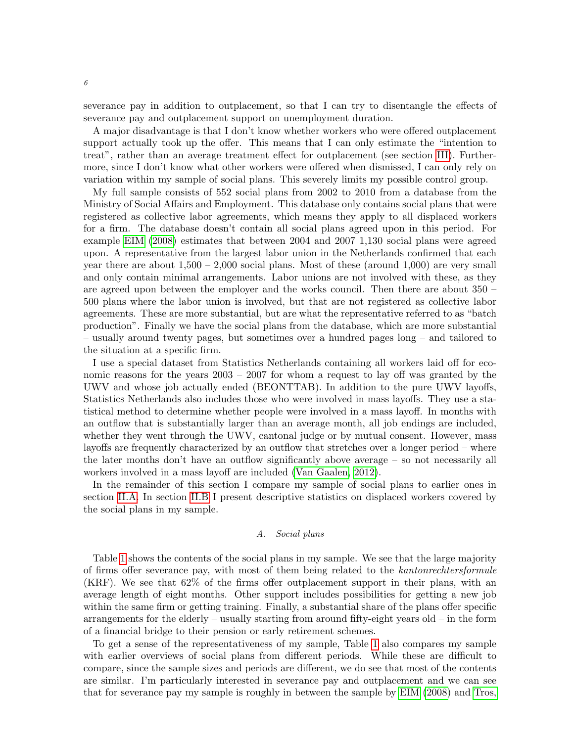severance pay in addition to outplacement, so that I can try to disentangle the effects of severance pay and outplacement support on unemployment duration.

A major disadvantage is that I don't know whether workers who were offered outplacement support actually took up the offer. This means that I can only estimate the "intention to treat", rather than an average treatment effect for outplacement (see section III). Furthermore, since I don't know what other workers were offered when dismissed, I can only rely on variation within my sample of social plans. This severely limits my possible control group.

My full sample consists of 552 social plans from 2002 to 2010 from a database from the Ministry of Social Affairs and Employment. This database only contains social plans that were registered as collective labor agreements, which means they apply to all displaced workers for a firm. The database doesn't contain all social plans agreed upon in this period. For example EIM (2008) estimates that between 2004 and 2007 1,130 social plans were agreed upon. A representative from the largest labor union in the Netherlands confirmed that each year there are about 1,500 – 2,000 social plans. Most of these (around 1,000) are very small and only contain minimal arrangements. Labor unions are not involved with these, as they are agreed upon between the employer and the works council. Then there are about 350 – 500 plans where the labor union is involved, but that are not registered as collective labor agreements. These are more substantial, but are what the representative referred to as "batch production". Finally we have the social plans from the database, which are more substantial – usually around twenty pages, but sometimes over a hundred pages long – and tailored to the situation at a specific firm.

I use a special dataset from Statistics Netherlands containing all workers laid off for economic reasons for the years 2003 – 2007 for whom a request to lay off was granted by the UWV and whose job actually ended (BEONTTAB). In addition to the pure UWV layoffs, Statistics Netherlands also includes those who were involved in mass layoffs. They use a statistical method to determine whether people were involved in a mass layoff. In months with an outflow that is substantially larger than an average month, all job endings are included, whether they went through the UWV, cantonal judge or by mutual consent. However, mass layoffs are frequently characterized by an outflow that stretches over a longer period – where the later months don't have an outflow significantly above average – so not necessarily all workers involved in a mass layoff are included (Van Gaalen, 2012).

In the remainder of this section I compare my sample of social plans to earlier ones in section II.A. In section II.B I present descriptive statistics on displaced workers covered by the social plans in my sample.

### A. *Social plans*

Table 1 shows the contents of the social plans in my sample. We see that the large majority of firms offer severance pay, with most of them being related to the *kantonrechtersformule* (KRF). We see that 62% of the firms offer outplacement support in their plans, with an average length of eight months. Other support includes possibilities for getting a new job within the same firm or getting training. Finally, a substantial share of the plans offer specific arrangements for the elderly – usually starting from around fifty-eight years old – in the form of a financial bridge to their pension or early retirement schemes.

To get a sense of the representativeness of my sample, Table 1 also compares my sample with earlier overviews of social plans from different periods. While these are difficult to compare, since the sample sizes and periods are different, we do see that most of the contents are similar. I'm particularly interested in severance pay and outplacement and we can see that for severance pay my sample is roughly in between the sample by EIM (2008) and Tros,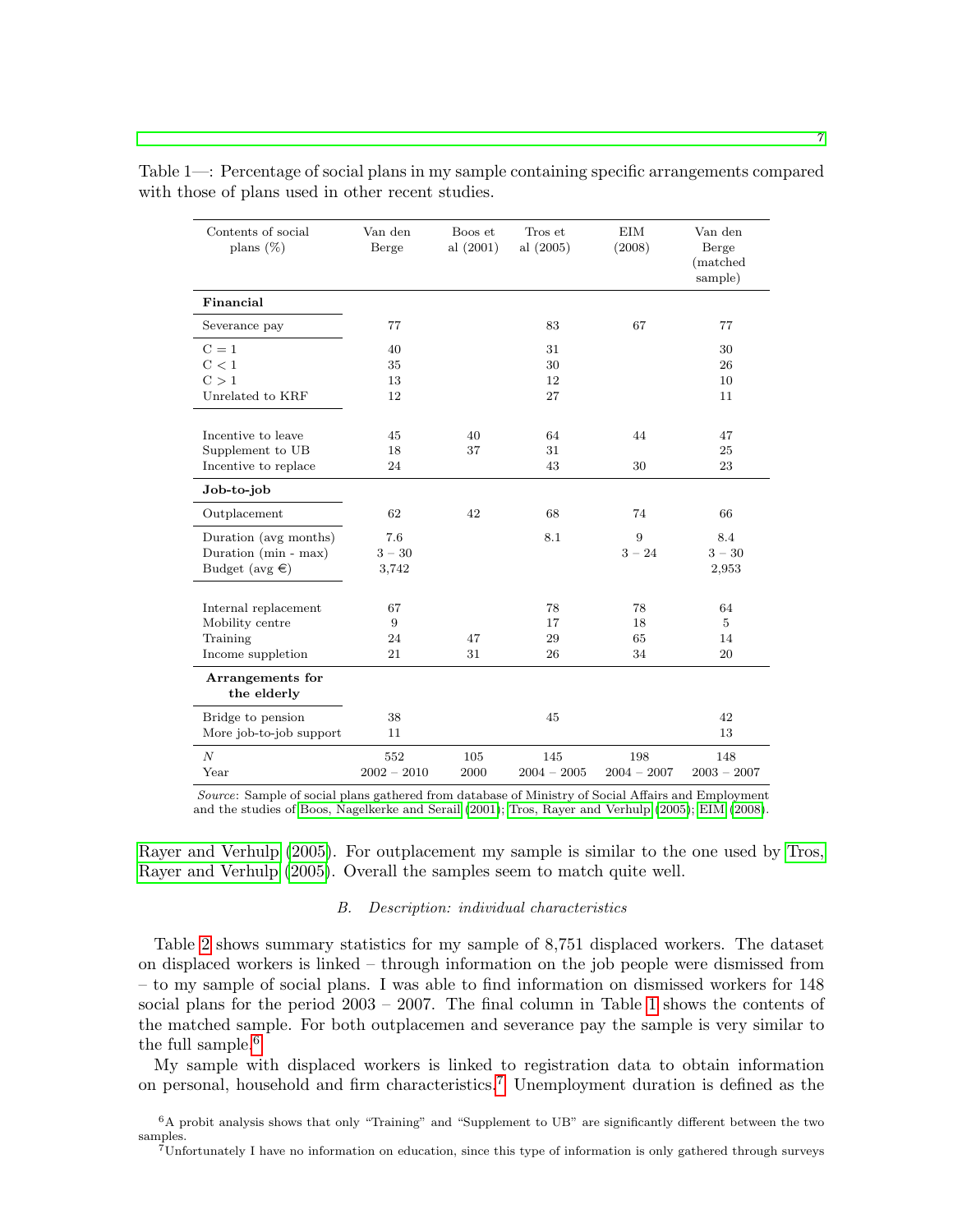Table 1—: Percentage of social plans in my sample containing specific arrangements compared with those of plans used in other recent studies.

| Contents of social plans (%) | Van den Berge | Boos et al (2001) | Tros et al (2005) | EIM (2008) | Van den Berge (matched sample) |
|---|---|---|---|---|---|
| **Financial** | | | | | |
| Severance pay | 77 | | 83 | 67 | 77 |
| C = 1 | 40 | | 31 | | 30 |
| C < 1 | 35 | | 30 | | 26 |
| C > 1 | 13 | | 12 | | 10 |
| Unrelated to KRF | 12 | | 27 | | 11 |
| Incentive to leave | 45 | 40 | 64 | 44 | 47 |
| Supplement to UB | 18 | 37 | 31 | | 25 |
| Incentive to replace | 24 | | 43 | 30 | 23 |
| **Job-to-job** | | | | | |
| Outplacement | 62 | 42 | 68 | 74 | 66 |
| Duration (avg months) | 7.6 | | 8.1 | 9 | 8.4 |
| Duration (min - max) | 3 – 30 | | | 3 – 24 | 3 – 30 |
| Budget (avg €) | 3,742 | | | | 2,953 |
| Internal replacement | 67 | | 78 | 78 | 64 |
| Mobility centre | 9 | | 17 | 18 | 5 |
| Training | 24 | 47 | 29 | 65 | 14 |
| Income suppletion | 21 | 31 | 26 | 34 | 20 |
| **Arrangements for the elderly** | | | | | |
| Bridge to pension | 38 | | 45 | | 42 |
| More job-to-job support | 11 | | | | 13 |
| $N$ | 552 | 105 | 145 | 198 | 148 |
| Year | 2002 – 2010 | 2000 | 2004 – 2005 | 2004 – 2007 | 2003 – 2007 |

*Source*: Sample of social plans gathered from database of Ministry of Social Affairs and Employment and the studies of Boos, Nagelkerke and Serail (2001); Tros, Rayer and Verhulp (2005); EIM (2008).

Rayer and Verhulp (2005). For outplacement my sample is similar to the one used by Tros, Rayer and Verhulp (2005). Overall the samples seem to match quite well.

### B. *Description: individual characteristics*

Table 2 shows summary statistics for my sample of 8,751 displaced workers. The dataset on displaced workers is linked – through information on the job people were dismissed from – to my sample of social plans. I was able to find information on dismissed workers for 148 social plans for the period 2003 – 2007. The final column in Table 1 shows the contents of the matched sample. For both outplacemen and severance pay the sample is very similar to the full sample.[6]

My sample with displaced workers is linked to registration data to obtain information on personal, household and firm characteristics.[7] Unemployment duration is defined as the

[6]A probit analysis shows that only "Training" and "Supplement to UB" are significantly different between the two samples.

[7]Unfortunately I have no information on education, since this type of information is only gathered through surveys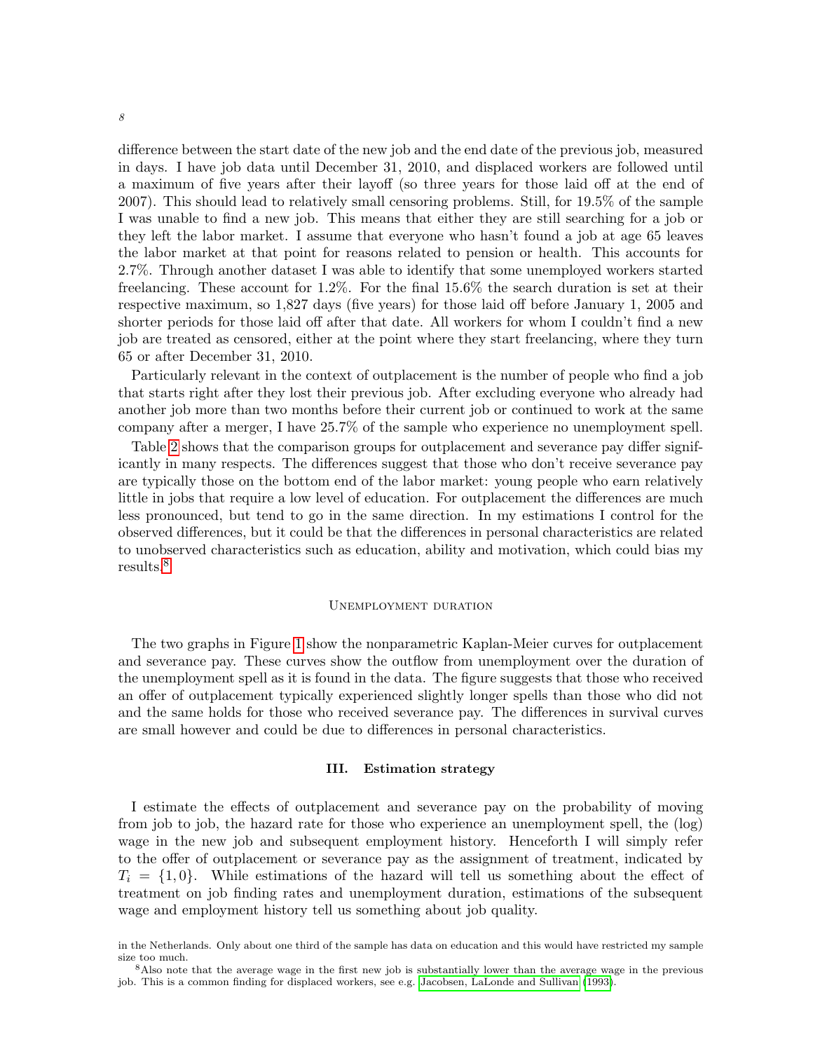difference between the start date of the new job and the end date of the previous job, measured in days. I have job data until December 31, 2010, and displaced workers are followed until a maximum of five years after their layoff (so three years for those laid off at the end of 2007). This should lead to relatively small censoring problems. Still, for 19.5% of the sample I was unable to find a new job. This means that either they are still searching for a job or they left the labor market. I assume that everyone who hasn't found a job at age 65 leaves the labor market at that point for reasons related to pension or health. This accounts for 2.7%. Through another dataset I was able to identify that some unemployed workers started freelancing. These account for 1.2%. For the final 15.6% the search duration is set at their respective maximum, so 1,827 days (five years) for those laid off before January 1, 2005 and shorter periods for those laid off after that date. All workers for whom I couldn't find a new job are treated as censored, either at the point where they start freelancing, where they turn 65 or after December 31, 2010.

Particularly relevant in the context of outplacement is the number of people who find a job that starts right after they lost their previous job. After excluding everyone who already had another job more than two months before their current job or continued to work at the same company after a merger, I have 25.7% of the sample who experience no unemployment spell.

Table 2 shows that the comparison groups for outplacement and severance pay differ significantly in many respects. The differences suggest that those who don't receive severance pay are typically those on the bottom end of the labor market: young people who earn relatively little in jobs that require a low level of education. For outplacement the differences are much less pronounced, but tend to go in the same direction. In my estimations I control for the observed differences, but it could be that the differences in personal characteristics are related to unobserved characteristics such as education, ability and motivation, which could bias my results.[8]

### Unemployment duration

The two graphs in Figure 1 show the nonparametric Kaplan-Meier curves for outplacement and severance pay. These curves show the outflow from unemployment over the duration of the unemployment spell as it is found in the data. The figure suggests that those who received an offer of outplacement typically experienced slightly longer spells than those who did not and the same holds for those who received severance pay. The differences in survival curves are small however and could be due to differences in personal characteristics.

## III. Estimation strategy

I estimate the effects of outplacement and severance pay on the probability of moving from job to job, the hazard rate for those who experience an unemployment spell, the (log) wage in the new job and subsequent employment history. Henceforth I will simply refer to the offer of outplacement or severance pay as the assignment of treatment, indicated by $T_i = \{1, 0\}$. While estimations of the hazard will tell us something about the effect of treatment on job finding rates and unemployment duration, estimations of the subsequent wage and employment history tell us something about job quality.

in the Netherlands. Only about one third of the sample has data on education and this would have restricted my sample size too much.

[8]Also note that the average wage in the first new job is substantially lower than the average wage in the previous job. This is a common finding for displaced workers, see e.g. Jacobsen, LaLonde and Sullivan (1993).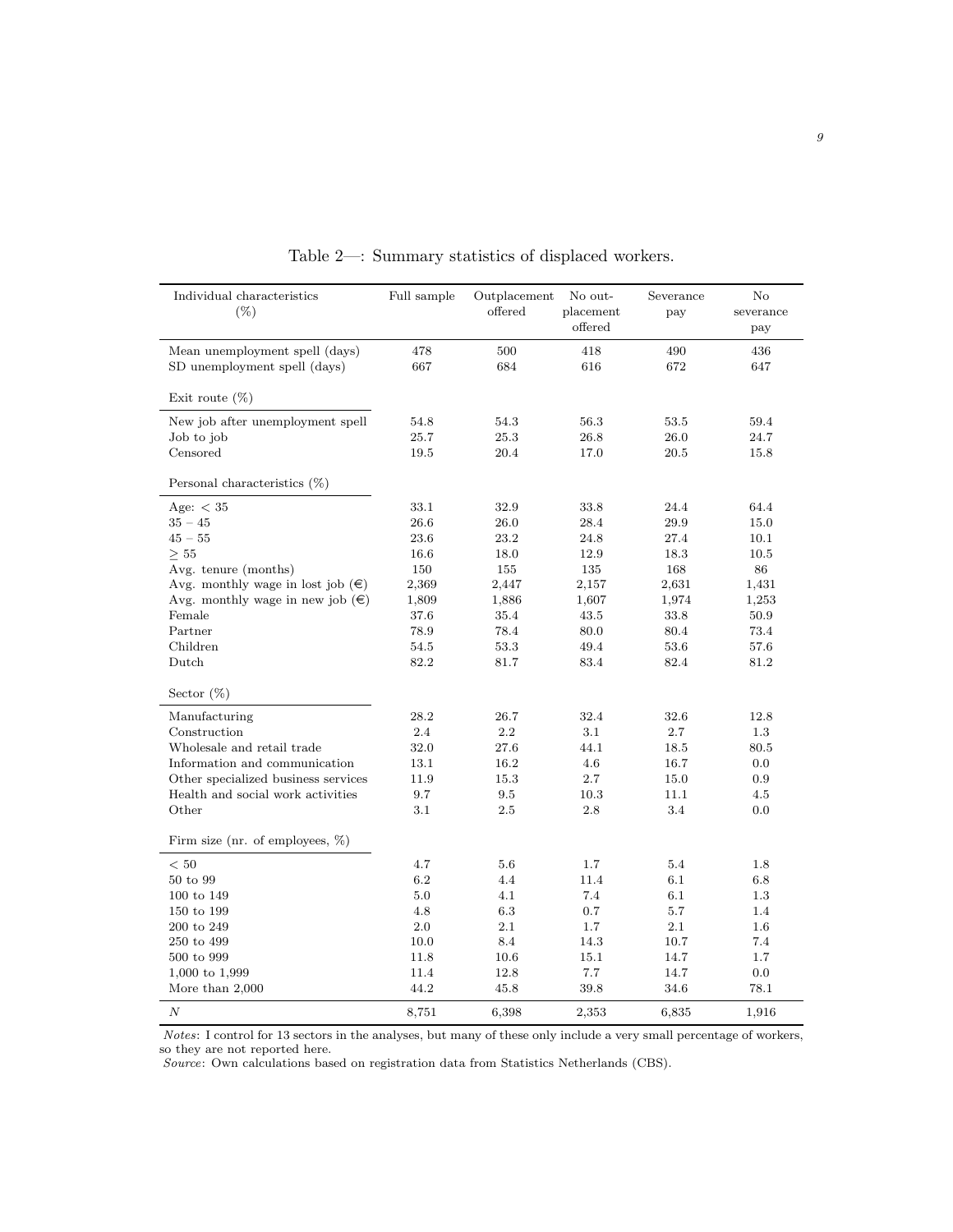Table 2—: Summary statistics of displaced workers.

| Individual characteristics (%) | Full sample | Outplacement offered | No outplacement offered | Severance pay | No severance pay |
|---|---|---|---|---|---|
| Mean unemployment spell (days) | 478 | 500 | 418 | 490 | 436 |
| SD unemployment spell (days) | 667 | 684 | 616 | 672 | 647 |
| *Exit route (%)* | | | | | |
| New job after unemployment spell | 54.8 | 54.3 | 56.3 | 53.5 | 59.4 |
| Job to job | 25.7 | 25.3 | 26.8 | 26.0 | 24.7 |
| Censored | 19.5 | 20.4 | 17.0 | 20.5 | 15.8 |
| *Personal characteristics (%)* | | | | | |
| Age: $< 35$ | 33.1 | 32.9 | 33.8 | 24.4 | 64.4 |
| $35 - 45$ | 26.6 | 26.0 | 28.4 | 29.9 | 15.0 |
| $45 - 55$ | 23.6 | 23.2 | 24.8 | 27.4 | 10.1 |
| $\geq 55$ | 16.6 | 18.0 | 12.9 | 18.3 | 10.5 |
| Avg. tenure (months) | 150 | 155 | 135 | 168 | 86 |
| Avg. monthly wage in lost job (€) | 2,369 | 2,447 | 2,157 | 2,631 | 1,431 |
| Avg. monthly wage in new job (€) | 1,809 | 1,886 | 1,607 | 1,974 | 1,253 |
| Female | 37.6 | 35.4 | 43.5 | 33.8 | 50.9 |
| Partner | 78.9 | 78.4 | 80.0 | 80.4 | 73.4 |
| Children | 54.5 | 53.3 | 49.4 | 53.6 | 57.6 |
| Dutch | 82.2 | 81.7 | 83.4 | 82.4 | 81.2 |
| *Sector (%)* | | | | | |
| Manufacturing | 28.2 | 26.7 | 32.4 | 32.6 | 12.8 |
| Construction | 2.4 | 2.2 | 3.1 | 2.7 | 1.3 |
| Wholesale and retail trade | 32.0 | 27.6 | 44.1 | 18.5 | 80.5 |
| Information and communication | 13.1 | 16.2 | 4.6 | 16.7 | 0.0 |
| Other specialized business services | 11.9 | 15.3 | 2.7 | 15.0 | 0.9 |
| Health and social work activities | 9.7 | 9.5 | 10.3 | 11.1 | 4.5 |
| Other | 3.1 | 2.5 | 2.8 | 3.4 | 0.0 |
| *Firm size (nr. of employees, %)* | | | | | |
| $< 50$ | 4.7 | 5.6 | 1.7 | 5.4 | 1.8 |
| 50 to 99 | 6.2 | 4.4 | 11.4 | 6.1 | 6.8 |
| 100 to 149 | 5.0 | 4.1 | 7.4 | 6.1 | 1.3 |
| 150 to 199 | 4.8 | 6.3 | 0.7 | 5.7 | 1.4 |
| 200 to 249 | 2.0 | 2.1 | 1.7 | 2.1 | 1.6 |
| 250 to 499 | 10.0 | 8.4 | 14.3 | 10.7 | 7.4 |
| 500 to 999 | 11.8 | 10.6 | 15.1 | 14.7 | 1.7 |
| 1,000 to 1,999 | 11.4 | 12.8 | 7.7 | 14.7 | 0.0 |
| More than 2,000 | 44.2 | 45.8 | 39.8 | 34.6 | 78.1 |
| $N$ | 8,751 | 6,398 | 2,353 | 6,835 | 1,916 |

*Notes*: I control for 13 sectors in the analyses, but many of these only include a very small percentage of workers, so they are not reported here.
*Source*: Own calculations based on registration data from Statistics Netherlands (CBS).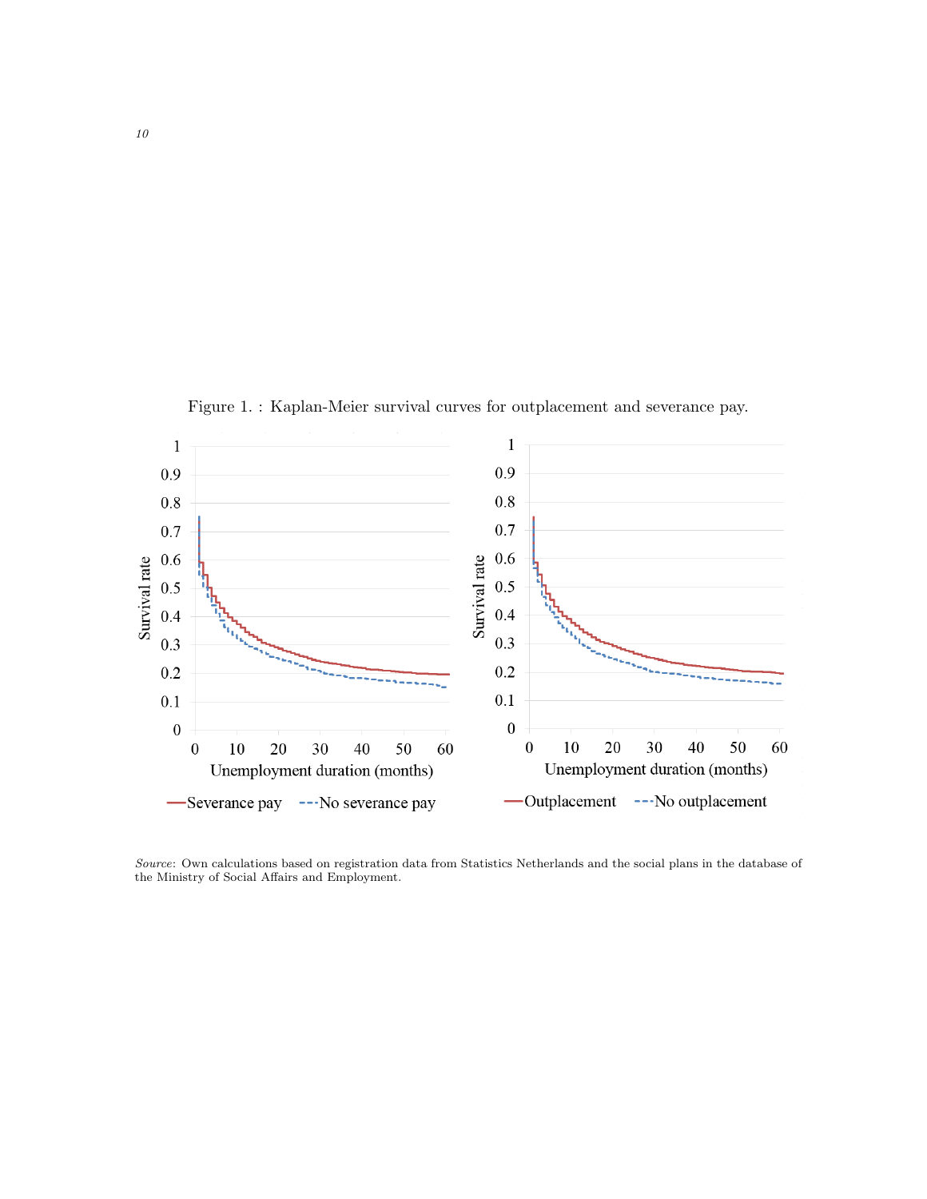Figure 1. : Kaplan-Meier survival curves for outplacement and severance pay.

*Source*: Own calculations based on registration data from Statistics Netherlands and the social plans in the database of the Ministry of Social Affairs and Employment.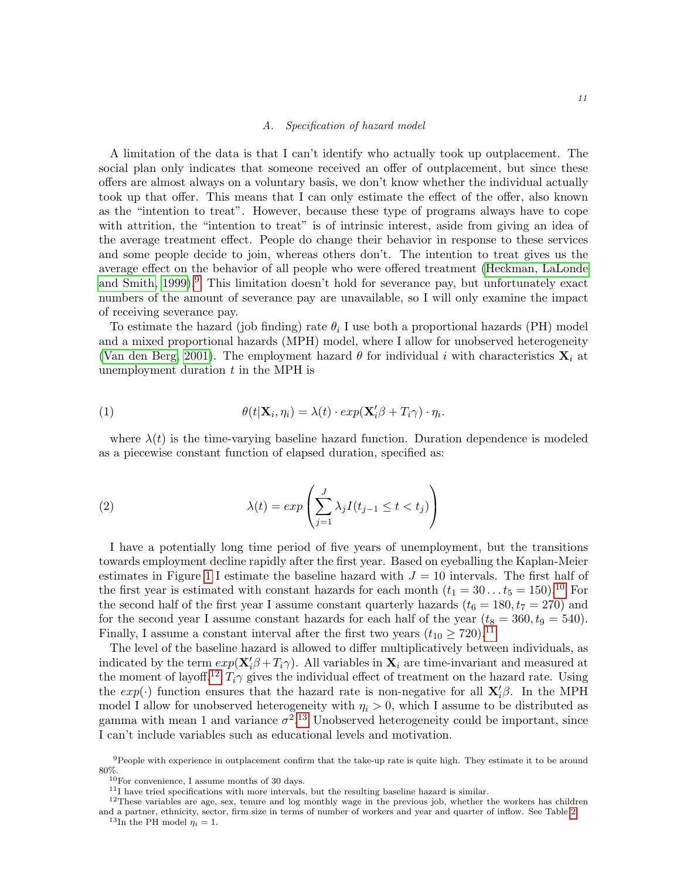### A. *Specification of hazard model*

A limitation of the data is that I can't identify who actually took up outplacement. The social plan only indicates that someone received an offer of outplacement, but since these offers are almost always on a voluntary basis, we don't know whether the individual actually took up that offer. This means that I can only estimate the effect of the offer, also known as the "intention to treat". However, because these type of programs always have to cope with attrition, the "intention to treat" is of intrinsic interest, aside from giving an idea of the average treatment effect. People do change their behavior in response to these services and some people decide to join, whereas others don't. The intention to treat gives us the average effect on the behavior of all people who were offered treatment (Heckman, LaLonde and Smith, 1999).[9] This limitation doesn't hold for severance pay, but unfortunately exact numbers of the amount of severance pay are unavailable, so I will only examine the impact of receiving severance pay.

To estimate the hazard (job finding) rate $\theta_i$ I use both a proportional hazards (PH) model and a mixed proportional hazards (MPH) model, where I allow for unobserved heterogeneity (Van den Berg, 2001). The employment hazard $\theta$ for individual $i$ with characteristics $\mathbf{X}_i$ at unemployment duration $t$ in the MPH is

$$\theta(t|\mathbf{X}_i, \eta_i) = \lambda(t) \cdot exp(\mathbf{X}_i'\beta + T_i\gamma) \cdot \eta_i. \tag{1}$$

where $\lambda(t)$ is the time-varying baseline hazard function. Duration dependence is modeled as a piecewise constant function of elapsed duration, specified as:

$$\lambda(t) = exp\left(\sum_{j=1}^{J} \lambda_j I(t_{j-1} \leq t < t_j)\right) \tag{2}$$

I have a potentially long time period of five years of unemployment, but the transitions towards employment decline rapidly after the first year. Based on eyeballing the Kaplan-Meier estimates in Figure 1 I estimate the baseline hazard with $J = 10$ intervals. The first half of the first year is estimated with constant hazards for each month ($t_1 = 30 \ldots t_5 = 150$).[10] For the second half of the first year I assume constant quarterly hazards ($t_6 = 180, t_7 = 270$) and for the second year I assume constant hazards for each half of the year ($t_8 = 360, t_9 = 540$). Finally, I assume a constant interval after the first two years ($t_{10} \geq 720$).[11]

The level of the baseline hazard is allowed to differ multiplicatively between individuals, as indicated by the term $exp(\mathbf{X}_i'\beta + T_i\gamma)$. All variables in $\mathbf{X}_i$ are time-invariant and measured at the moment of layoff.[12] $T_i\gamma$ gives the individual effect of treatment on the hazard rate. Using the $exp(\cdot)$ function ensures that the hazard rate is non-negative for all $\mathbf{X}_i'\beta$. In the MPH model I allow for unobserved heterogeneity with $\eta_i > 0$, which I assume to be distributed as gamma with mean 1 and variance $\sigma^2$.[13] Unobserved heterogeneity could be important, since I can't include variables such as educational levels and motivation.

[9] People with experience in outplacement confirm that the take-up rate is quite high. They estimate it to be around 80%.

[10] For convenience, I assume months of 30 days.

[11] I have tried specifications with more intervals, but the resulting baseline hazard is similar.

[12] These variables are age, sex, tenure and log monthly wage in the previous job, whether the workers has children and a partner, ethnicity, sector, firm size in terms of number of workers and year and quarter of inflow. See Table 2.

[13] In the PH model $\eta_i = 1$.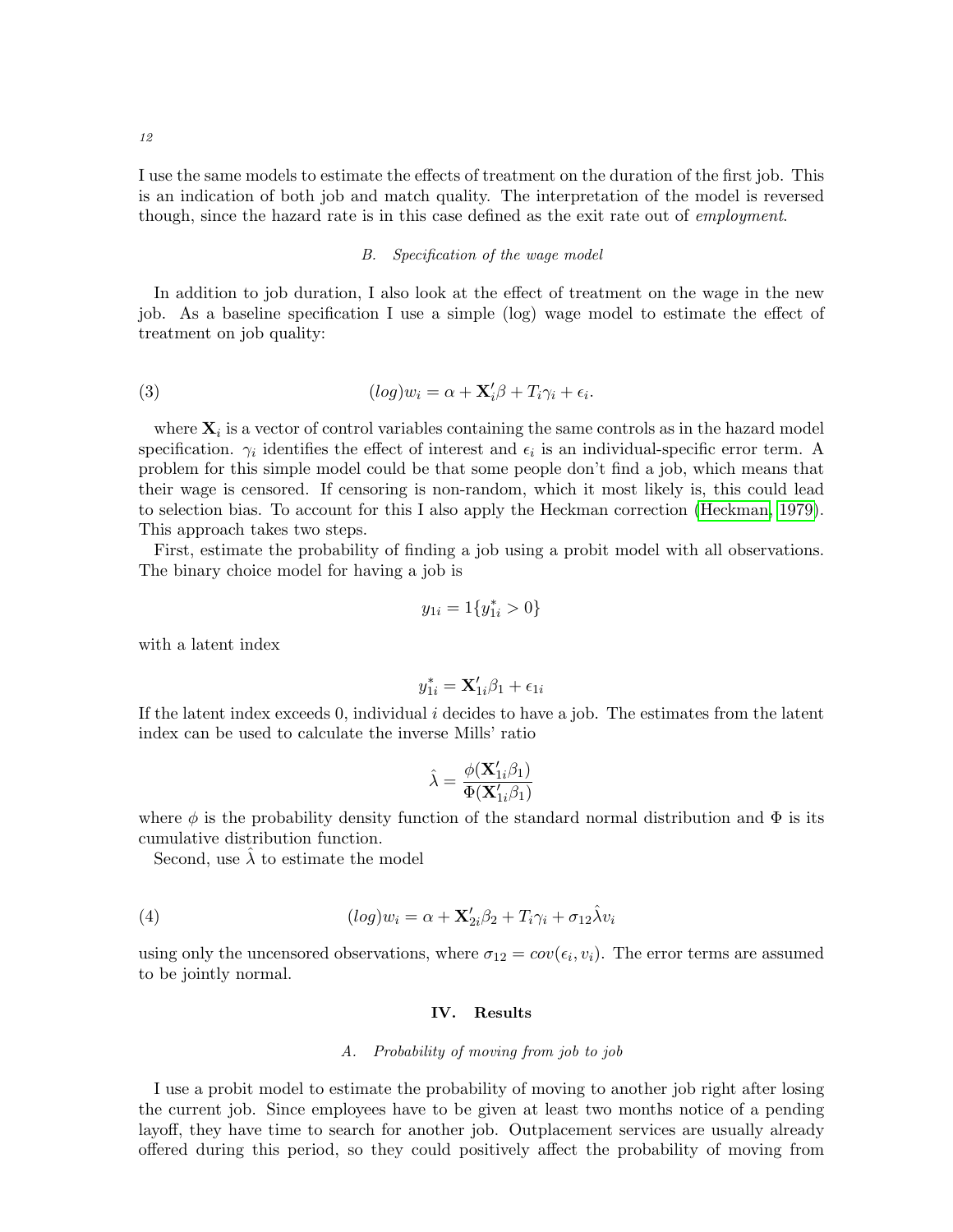I use the same models to estimate the effects of treatment on the duration of the first job. This is an indication of both job and match quality. The interpretation of the model is reversed though, since the hazard rate is in this case defined as the exit rate out of *employment*.

### B. *Specification of the wage model*

In addition to job duration, I also look at the effect of treatment on the wage in the new job. As a baseline specification I use a simple (log) wage model to estimate the effect of treatment on job quality:

$$(log)w_i = \alpha + \mathbf{X}_i'\beta + T_i\gamma_i + \epsilon_i. \tag{3}$$

where $\mathbf{X}_i$ is a vector of control variables containing the same controls as in the hazard model specification. $\gamma_i$ identifies the effect of interest and $\epsilon_i$ is an individual-specific error term. A problem for this simple model could be that some people don't find a job, which means that their wage is censored. If censoring is non-random, which it most likely is, this could lead to selection bias. To account for this I also apply the Heckman correction (Heckman, 1979). This approach takes two steps.

First, estimate the probability of finding a job using a probit model with all observations. The binary choice model for having a job is

$$y_{1i} = 1\{y_{1i}^* > 0\}$$

with a latent index

$$y_{1i}^* = \mathbf{X}_{1i}'\beta_1 + \epsilon_{1i}$$

If the latent index exceeds 0, individual $i$ decides to have a job. The estimates from the latent index can be used to calculate the inverse Mills' ratio

$$\hat{\lambda} = \frac{\phi(\mathbf{X}_{1i}'\beta_1)}{\Phi(\mathbf{X}_{1i}'\beta_1)}$$

where $\phi$ is the probability density function of the standard normal distribution and $\Phi$ is its cumulative distribution function.

Second, use $\hat{\lambda}$ to estimate the model

$$(log)w_i = \alpha + \mathbf{X}_{2i}'\beta_2 + T_i\gamma_i + \sigma_{12}\hat{\lambda}v_i \tag{4}$$

using only the uncensored observations, where $\sigma_{12} = cov(\epsilon_i, v_i)$. The error terms are assumed to be jointly normal.

## IV. Results

### A. *Probability of moving from job to job*

I use a probit model to estimate the probability of moving to another job right after losing the current job. Since employees have to be given at least two months notice of a pending layoff, they have time to search for another job. Outplacement services are usually already offered during this period, so they could positively affect the probability of moving from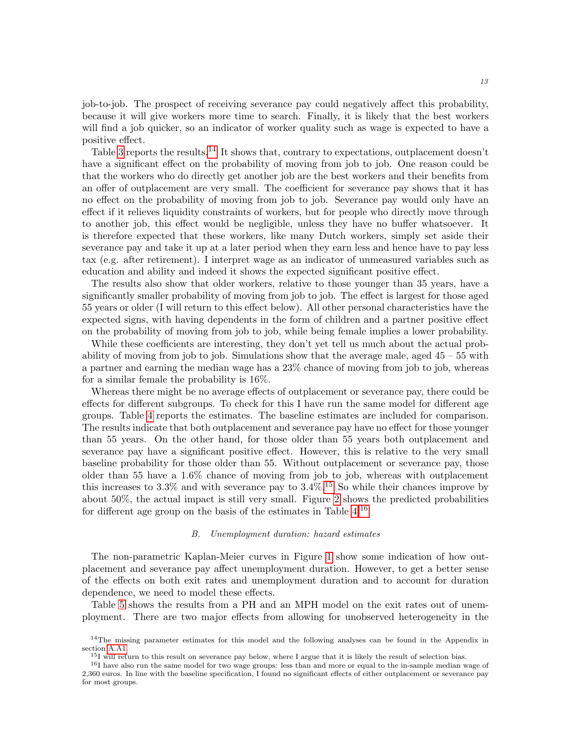job-to-job. The prospect of receiving severance pay could negatively affect this probability, because it will give workers more time to search. Finally, it is likely that the best workers will find a job quicker, so an indicator of worker quality such as wage is expected to have a positive effect.

Table 3 reports the results.[14] It shows that, contrary to expectations, outplacement doesn't have a significant effect on the probability of moving from job to job. One reason could be that the workers who do directly get another job are the best workers and their benefits from an offer of outplacement are very small. The coefficient for severance pay shows that it has no effect on the probability of moving from job to job. Severance pay would only have an effect if it relieves liquidity constraints of workers, but for people who directly move through to another job, this effect would be negligible, unless they have no buffer whatsoever. It is therefore expected that these workers, like many Dutch workers, simply set aside their severance pay and take it up at a later period when they earn less and hence have to pay less tax (e.g. after retirement). I interpret wage as an indicator of unmeasured variables such as education and ability and indeed it shows the expected significant positive effect.

The results also show that older workers, relative to those younger than 35 years, have a significantly smaller probability of moving from job to job. The effect is largest for those aged 55 years or older (I will return to this effect below). All other personal characteristics have the expected signs, with having dependents in the form of children and a partner positive effect on the probability of moving from job to job, while being female implies a lower probability.

While these coefficients are interesting, they don't yet tell us much about the actual probability of moving from job to job. Simulations show that the average male, aged 45 – 55 with a partner and earning the median wage has a 23% chance of moving from job to job, whereas for a similar female the probability is 16%.

Whereas there might be no average effects of outplacement or severance pay, there could be effects for different subgroups. To check for this I have run the same model for different age groups. Table 4 reports the estimates. The baseline estimates are included for comparison. The results indicate that both outplacement and severance pay have no effect for those younger than 55 years. On the other hand, for those older than 55 years both outplacement and severance pay have a significant positive effect. However, this is relative to the very small baseline probability for those older than 55. Without outplacement or severance pay, those older than 55 have a 1.6% chance of moving from job to job, whereas with outplacement this increases to 3.3% and with severance pay to 3.4%.[15] So while their chances improve by about 50%, the actual impact is still very small. Figure 2 shows the predicted probabilities for different age group on the basis of the estimates in Table 4.[16]

### B. *Unemployment duration: hazard estimates*

The non-parametric Kaplan-Meier curves in Figure 1 show some indication of how outplacement and severance pay affect unemployment duration. However, to get a better sense of the effects on both exit rates and unemployment duration and to account for duration dependence, we need to model these effects.

Table 5 shows the results from a PH and an MPH model on the exit rates out of unemployment. There are two major effects from allowing for unobserved heterogeneity in the

---

[14] The missing parameter estimates for this model and the following analyses can be found in the Appendix in section A.A1

[15] I will return to this result on severance pay below, where I argue that it is likely the result of selection bias.

[16] I have also run the same model for two wage groups: less than and more or equal to the in-sample median wage of 2,360 euros. In line with the baseline specification, I found no significant effects of either outplacement or severance pay for most groups.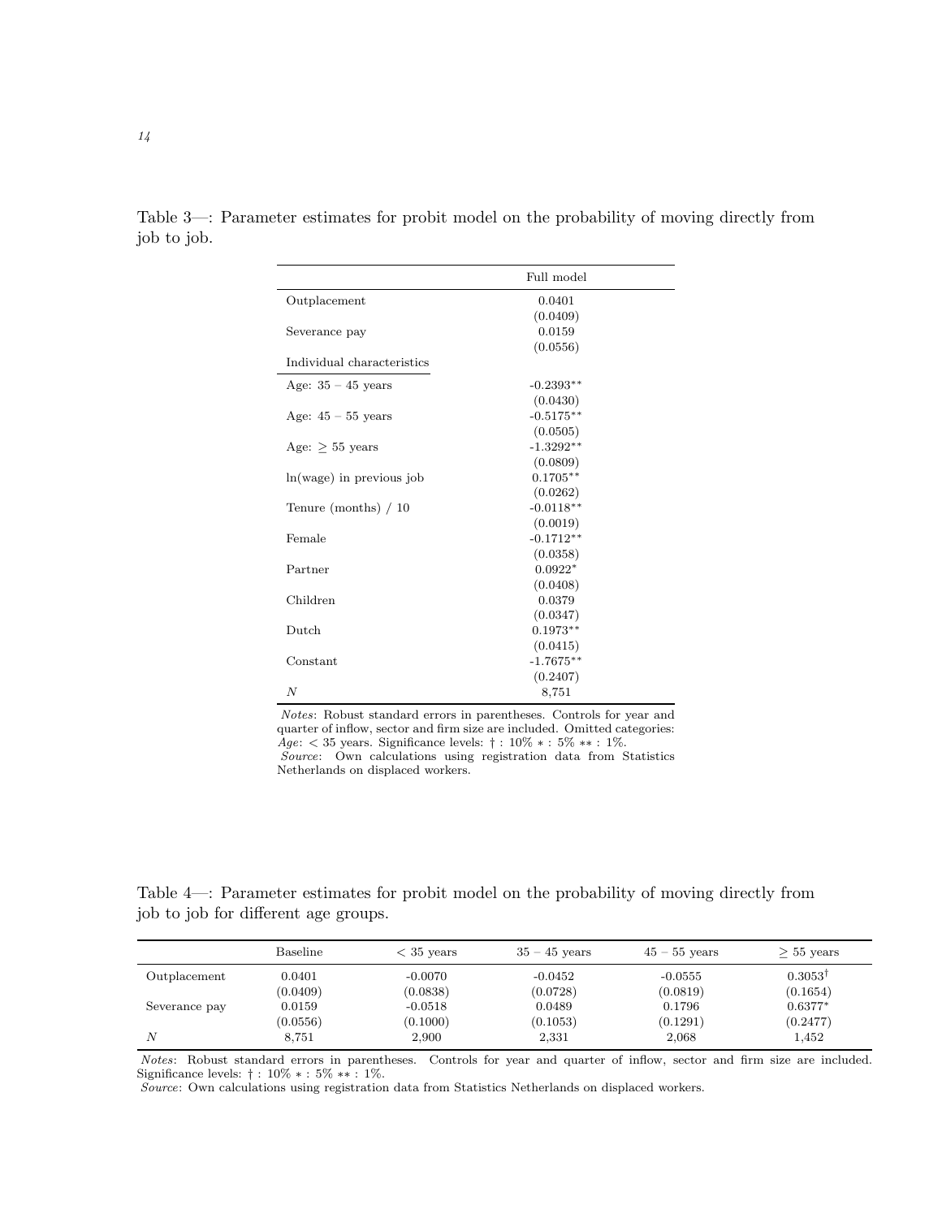Table 3—: Parameter estimates for probit model on the probability of moving directly from job to job.

| | Full model |
|---|---|
| Outplacement | 0.0401 |
| | (0.0409) |
| Severance pay | 0.0159 |
| | (0.0556) |
| Individual characteristics | |
| Age: 35 – 45 years | -0.2393** |
| | (0.0430) |
| Age: 45 – 55 years | -0.5175** |
| | (0.0505) |
| Age: ≥ 55 years | -1.3292** |
| | (0.0809) |
| ln(wage) in previous job | 0.1705** |
| | (0.0262) |
| Tenure (months) / 10 | -0.0118** |
| | (0.0019) |
| Female | -0.1712** |
| | (0.0358) |
| Partner | 0.0922* |
| | (0.0408) |
| Children | 0.0379 |
| | (0.0347) |
| Dutch | 0.1973** |
| | (0.0415) |
| Constant | -1.7675** |
| | (0.2407) |
| $N$ | 8,751 |

*Notes*: Robust standard errors in parentheses. Controls for year and quarter of inflow, sector and firm size are included. Omitted categories: *Age*: < 35 years. Significance levels: † : 10% * : 5% ** : 1%.
*Source*: Own calculations using registration data from Statistics Netherlands on displaced workers.

Table 4—: Parameter estimates for probit model on the probability of moving directly from job to job for different age groups.

| | Baseline | < 35 years | 35 – 45 years | 45 – 55 years | ≥ 55 years |
|---|---|---|---|---|---|
| Outplacement | 0.0401 | -0.0070 | -0.0452 | -0.0555 | 0.3053† |
| | (0.0409) | (0.0838) | (0.0728) | (0.0819) | (0.1654) |
| Severance pay | 0.0159 | -0.0518 | 0.0489 | 0.1796 | 0.6377* |
| | (0.0556) | (0.1000) | (0.1053) | (0.1291) | (0.2477) |
| $N$ | 8,751 | 2,900 | 2,331 | 2,068 | 1,452 |

*Notes*: Robust standard errors in parentheses. Controls for year and quarter of inflow, sector and firm size are included. Significance levels: † : 10% * : 5% ** : 1%.
*Source*: Own calculations using registration data from Statistics Netherlands on displaced workers.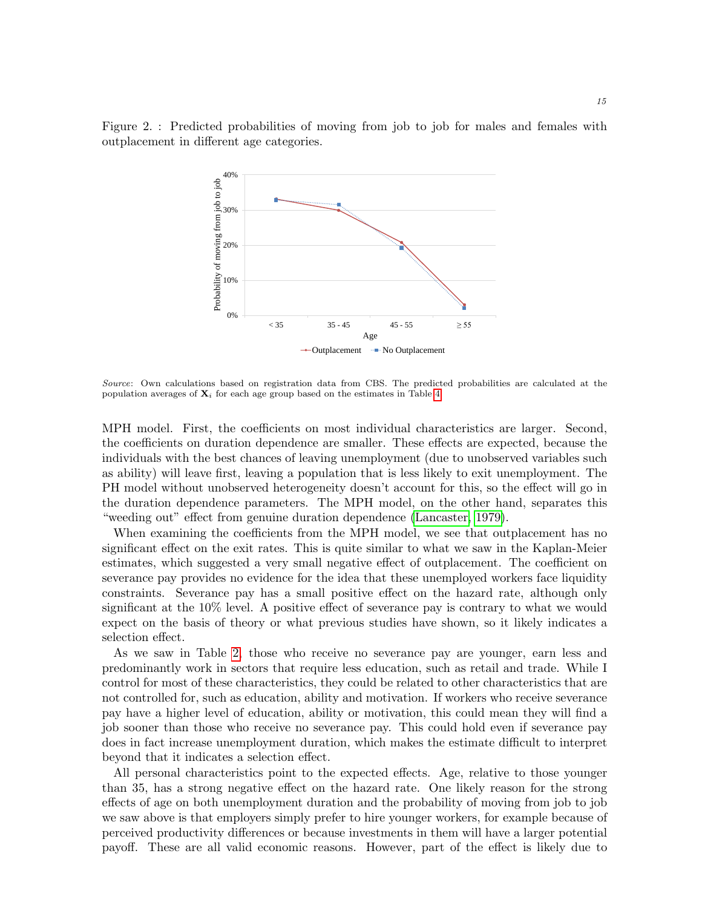Figure 2. : Predicted probabilities of moving from job to job for males and females with outplacement in different age categories.

*Source*: Own calculations based on registration data from CBS. The predicted probabilities are calculated at the population averages of $\mathbf{X}_i$ for each age group based on the estimates in Table 4.

MPH model. First, the coefficients on most individual characteristics are larger. Second, the coefficients on duration dependence are smaller. These effects are expected, because the individuals with the best chances of leaving unemployment (due to unobserved variables such as ability) will leave first, leaving a population that is less likely to exit unemployment. The PH model without unobserved heterogeneity doesn't account for this, so the effect will go in the duration dependence parameters. The MPH model, on the other hand, separates this "weeding out" effect from genuine duration dependence (Lancaster, 1979).

When examining the coefficients from the MPH model, we see that outplacement has no significant effect on the exit rates. This is quite similar to what we saw in the Kaplan-Meier estimates, which suggested a very small negative effect of outplacement. The coefficient on severance pay provides no evidence for the idea that these unemployed workers face liquidity constraints. Severance pay has a small positive effect on the hazard rate, although only significant at the 10% level. A positive effect of severance pay is contrary to what we would expect on the basis of theory or what previous studies have shown, so it likely indicates a selection effect.

As we saw in Table 2, those who receive no severance pay are younger, earn less and predominantly work in sectors that require less education, such as retail and trade. While I control for most of these characteristics, they could be related to other characteristics that are not controlled for, such as education, ability and motivation. If workers who receive severance pay have a higher level of education, ability or motivation, this could mean they will find a job sooner than those who receive no severance pay. This could hold even if severance pay does in fact increase unemployment duration, which makes the estimate difficult to interpret beyond that it indicates a selection effect.

All personal characteristics point to the expected effects. Age, relative to those younger than 35, has a strong negative effect on the hazard rate. One likely reason for the strong effects of age on both unemployment duration and the probability of moving from job to job we saw above is that employers simply prefer to hire younger workers, for example because of perceived productivity differences or because investments in them will have a larger potential payoff. These are all valid economic reasons. However, part of the effect is likely due to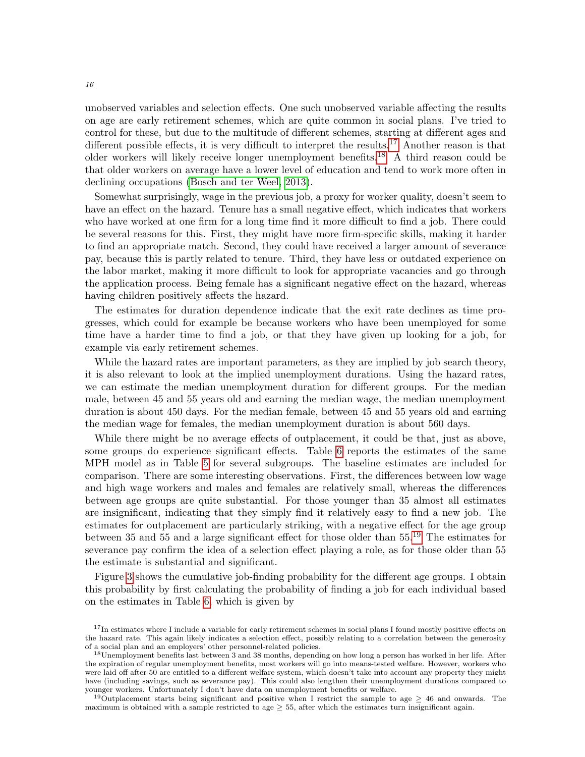unobserved variables and selection effects. One such unobserved variable affecting the results on age are early retirement schemes, which are quite common in social plans. I've tried to control for these, but due to the multitude of different schemes, starting at different ages and different possible effects, it is very difficult to interpret the results.[17] Another reason is that older workers will likely receive longer unemployment benefits.[18] A third reason could be that older workers on average have a lower level of education and tend to work more often in declining occupations (Bosch and ter Weel, 2013).

Somewhat surprisingly, wage in the previous job, a proxy for worker quality, doesn't seem to have an effect on the hazard. Tenure has a small negative effect, which indicates that workers who have worked at one firm for a long time find it more difficult to find a job. There could be several reasons for this. First, they might have more firm-specific skills, making it harder to find an appropriate match. Second, they could have received a larger amount of severance pay, because this is partly related to tenure. Third, they have less or outdated experience on the labor market, making it more difficult to look for appropriate vacancies and go through the application process. Being female has a significant negative effect on the hazard, whereas having children positively affects the hazard.

The estimates for duration dependence indicate that the exit rate declines as time progresses, which could for example be because workers who have been unemployed for some time have a harder time to find a job, or that they have given up looking for a job, for example via early retirement schemes.

While the hazard rates are important parameters, as they are implied by job search theory, it is also relevant to look at the implied unemployment durations. Using the hazard rates, we can estimate the median unemployment duration for different groups. For the median male, between 45 and 55 years old and earning the median wage, the median unemployment duration is about 450 days. For the median female, between 45 and 55 years old and earning the median wage for females, the median unemployment duration is about 560 days.

While there might be no average effects of outplacement, it could be that, just as above, some groups do experience significant effects. Table 6 reports the estimates of the same MPH model as in Table 5 for several subgroups. The baseline estimates are included for comparison. There are some interesting observations. First, the differences between low wage and high wage workers and males and females are relatively small, whereas the differences between age groups are quite substantial. For those younger than 35 almost all estimates are insignificant, indicating that they simply find it relatively easy to find a new job. The estimates for outplacement are particularly striking, with a negative effect for the age group between 35 and 55 and a large significant effect for those older than 55.[19] The estimates for severance pay confirm the idea of a selection effect playing a role, as for those older than 55 the estimate is substantial and significant.

Figure 3 shows the cumulative job-finding probability for the different age groups. I obtain this probability by first calculating the probability of finding a job for each individual based on the estimates in Table 6, which is given by

[17] In estimates where I include a variable for early retirement schemes in social plans I found mostly positive effects on the hazard rate. This again likely indicates a selection effect, possibly relating to a correlation between the generosity of a social plan and an employers' other personnel-related policies.

[18] Unemployment benefits last between 3 and 38 months, depending on how long a person has worked in her life. After the expiration of regular unemployment benefits, most workers will go into means-tested welfare. However, workers who were laid off after 50 are entitled to a different welfare system, which doesn't take into account any property they might have (including savings, such as severance pay). This could also lengthen their unemployment durations compared to younger workers. Unfortunately I don't have data on unemployment benefits or welfare.

[19] Outplacement starts being significant and positive when I restrict the sample to age $\geq 46$ and onwards. The maximum is obtained with a sample restricted to age $\geq 55$, after which the estimates turn insignificant again.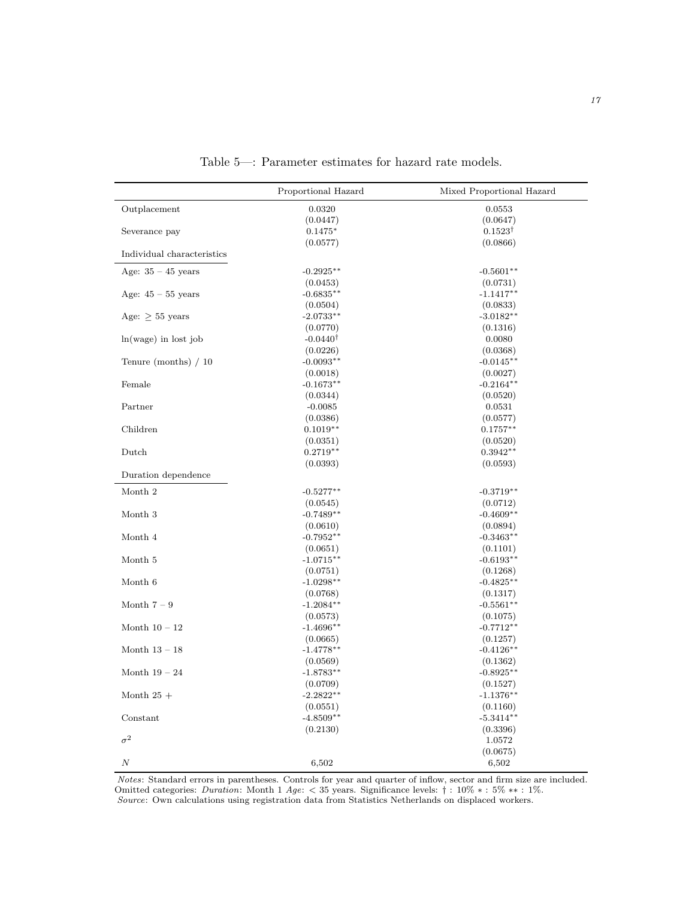Table 5—: Parameter estimates for hazard rate models.

| | Proportional Hazard | Mixed Proportional Hazard |
|---|---|---|
| Outplacement | 0.0320 | 0.0553 |
| | (0.0447) | (0.0647) |
| Severance pay | 0.1475* | 0.1523† |
| | (0.0577) | (0.0866) |
| **Individual characteristics** | | |
| Age: 35 – 45 years | -0.2925** | -0.5601** |
| | (0.0453) | (0.0731) |
| Age: 45 – 55 years | -0.6835** | -1.1417** |
| | (0.0504) | (0.0833) |
| Age: $\geq$ 55 years | -2.0733** | -3.0182** |
| | (0.0770) | (0.1316) |
| ln(wage) in lost job | -0.0440† | 0.0080 |
| | (0.0226) | (0.0368) |
| Tenure (months) / 10 | -0.0093** | -0.0145** |
| | (0.0018) | (0.0027) |
| Female | -0.1673** | -0.2164** |
| | (0.0344) | (0.0520) |
| Partner | -0.0085 | 0.0531 |
| | (0.0386) | (0.0577) |
| Children | 0.1019** | 0.1757** |
| | (0.0351) | (0.0520) |
| Dutch | 0.2719** | 0.3942** |
| | (0.0393) | (0.0593) |
| **Duration dependence** | | |
| Month 2 | -0.5277** | -0.3719** |
| | (0.0545) | (0.0712) |
| Month 3 | -0.7489** | -0.4609** |
| | (0.0610) | (0.0894) |
| Month 4 | -0.7952** | -0.3463** |
| | (0.0651) | (0.1101) |
| Month 5 | -1.0715** | -0.6193** |
| | (0.0751) | (0.1268) |
| Month 6 | -1.0298** | -0.4825** |
| | (0.0768) | (0.1317) |
| Month 7 – 9 | -1.2084** | -0.5561** |
| | (0.0573) | (0.1075) |
| Month 10 – 12 | -1.4696** | -0.7712** |
| | (0.0665) | (0.1257) |
| Month 13 – 18 | -1.4778** | -0.4126** |
| | (0.0569) | (0.1362) |
| Month 19 – 24 | -1.8783** | -0.8925** |
| | (0.0709) | (0.1527) |
| Month 25 + | -2.2822** | -1.1376** |
| | (0.0551) | (0.1160) |
| Constant | -4.8509** | -5.3414** |
| | (0.2130) | (0.3396) |
| $\sigma^2$ | | 1.0572 |
| | | (0.0675) |
| $N$ | 6,502 | 6,502 |

*Notes*: Standard errors in parentheses. Controls for year and quarter of inflow, sector and firm size are included. Omitted categories: *Duration*: Month 1 *Age*: < 35 years. Significance levels: † : 10% * : 5% ** : 1%.
*Source*: Own calculations using registration data from Statistics Netherlands on displaced workers.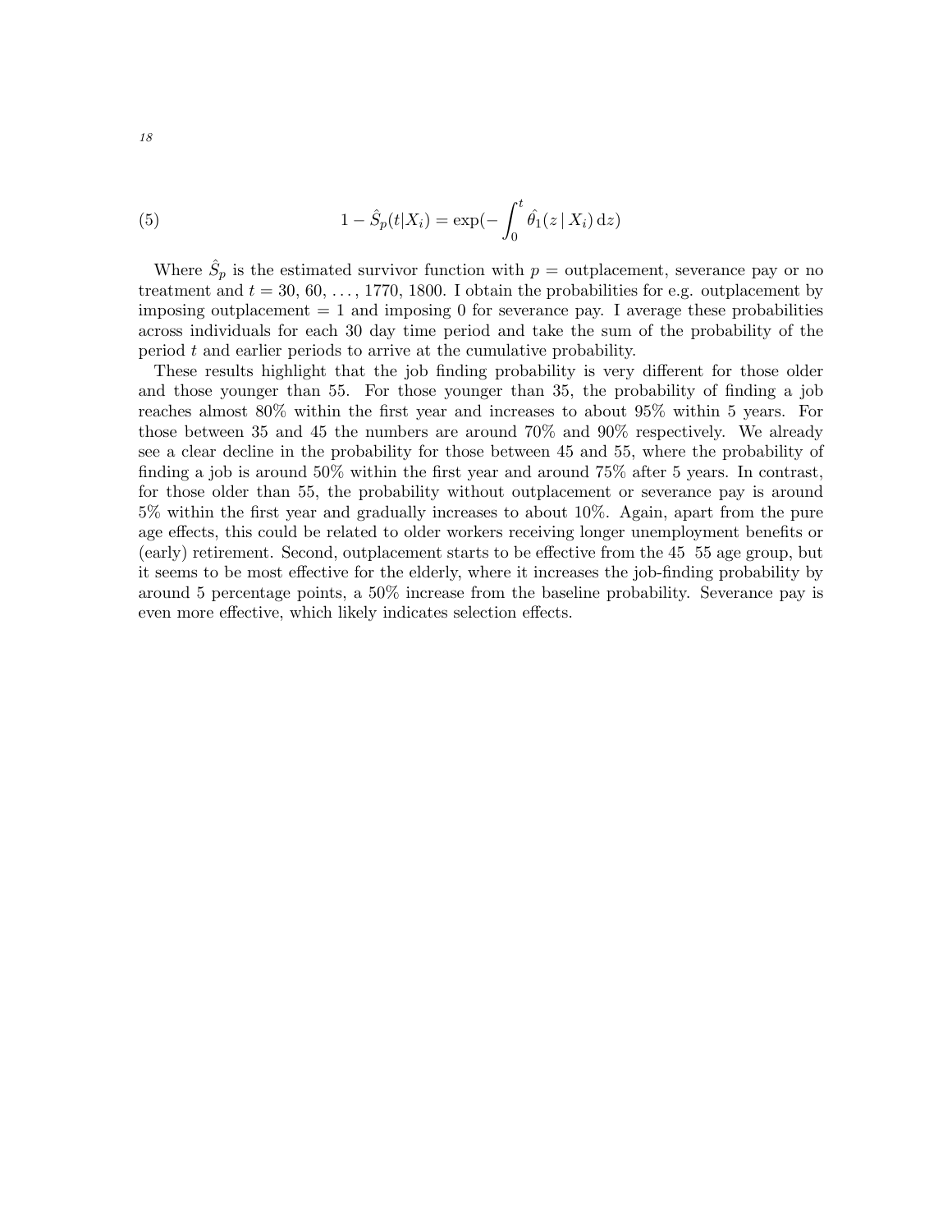$$1 - \hat{S}_p(t|X_i) = \exp(-\int_0^t \hat{\theta}_1(z \mid X_i)\,\mathrm{d}z) \tag{5}$$

Where $\hat{S}_p$ is the estimated survivor function with $p$ = outplacement, severance pay or no treatment and $t = 30, 60, \ldots, 1770, 1800$. I obtain the probabilities for e.g. outplacement by imposing outplacement = 1 and imposing 0 for severance pay. I average these probabilities across individuals for each 30 day time period and take the sum of the probability of the period $t$ and earlier periods to arrive at the cumulative probability.

These results highlight that the job finding probability is very different for those older and those younger than 55. For those younger than 35, the probability of finding a job reaches almost 80% within the first year and increases to about 95% within 5 years. For those between 35 and 45 the numbers are around 70% and 90% respectively. We already see a clear decline in the probability for those between 45 and 55, where the probability of finding a job is around 50% within the first year and around 75% after 5 years. In contrast, for those older than 55, the probability without outplacement or severance pay is around 5% within the first year and gradually increases to about 10%. Again, apart from the pure age effects, this could be related to older workers receiving longer unemployment benefits or (early) retirement. Second, outplacement starts to be effective from the 45 55 age group, but it seems to be most effective for the elderly, where it increases the job-finding probability by around 5 percentage points, a 50% increase from the baseline probability. Severance pay is even more effective, which likely indicates selection effects.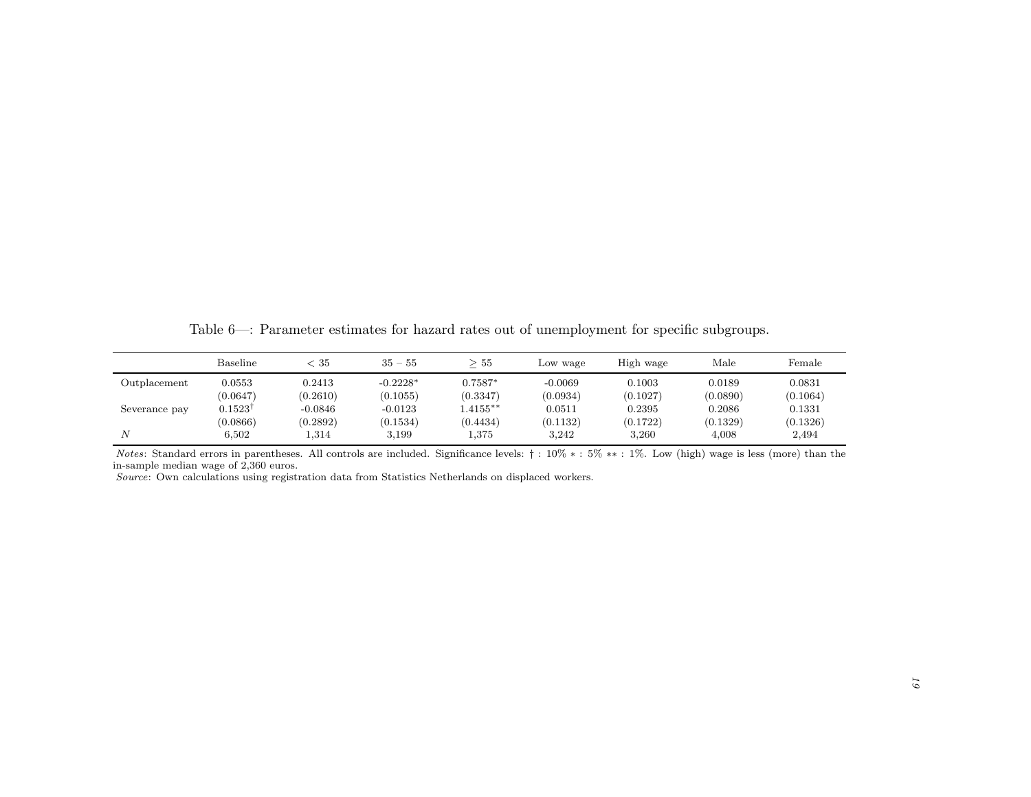Table 6—: Parameter estimates for hazard rates out of unemployment for specific subgroups.

| | Baseline | $< 35$ | $35 - 55$ | $\geq 55$ | Low wage | High wage | Male | Female |
|---|---|---|---|---|---|---|---|---|
| Outplacement | 0.0553 | 0.2413 | -0.2228* | 0.7587* | -0.0069 | 0.1003 | 0.0189 | 0.0831 |
| | (0.0647) | (0.2610) | (0.1055) | (0.3347) | (0.0934) | (0.1027) | (0.0890) | (0.1064) |
| Severance pay | 0.1523† | -0.0846 | -0.0123 | 1.4155** | 0.0511 | 0.2395 | 0.2086 | 0.1331 |
| | (0.0866) | (0.2892) | (0.1534) | (0.4434) | (0.1132) | (0.1722) | (0.1329) | (0.1326) |
| $N$ | 6,502 | 1,314 | 3,199 | 1,375 | 3,242 | 3,260 | 4,008 | 2,494 |

*Notes*: Standard errors in parentheses. All controls are included. Significance levels: † : 10% * : 5% ** : 1%. Low (high) wage is less (more) than the in-sample median wage of 2,360 euros.

*Source*: Own calculations using registration data from Statistics Netherlands on displaced workers.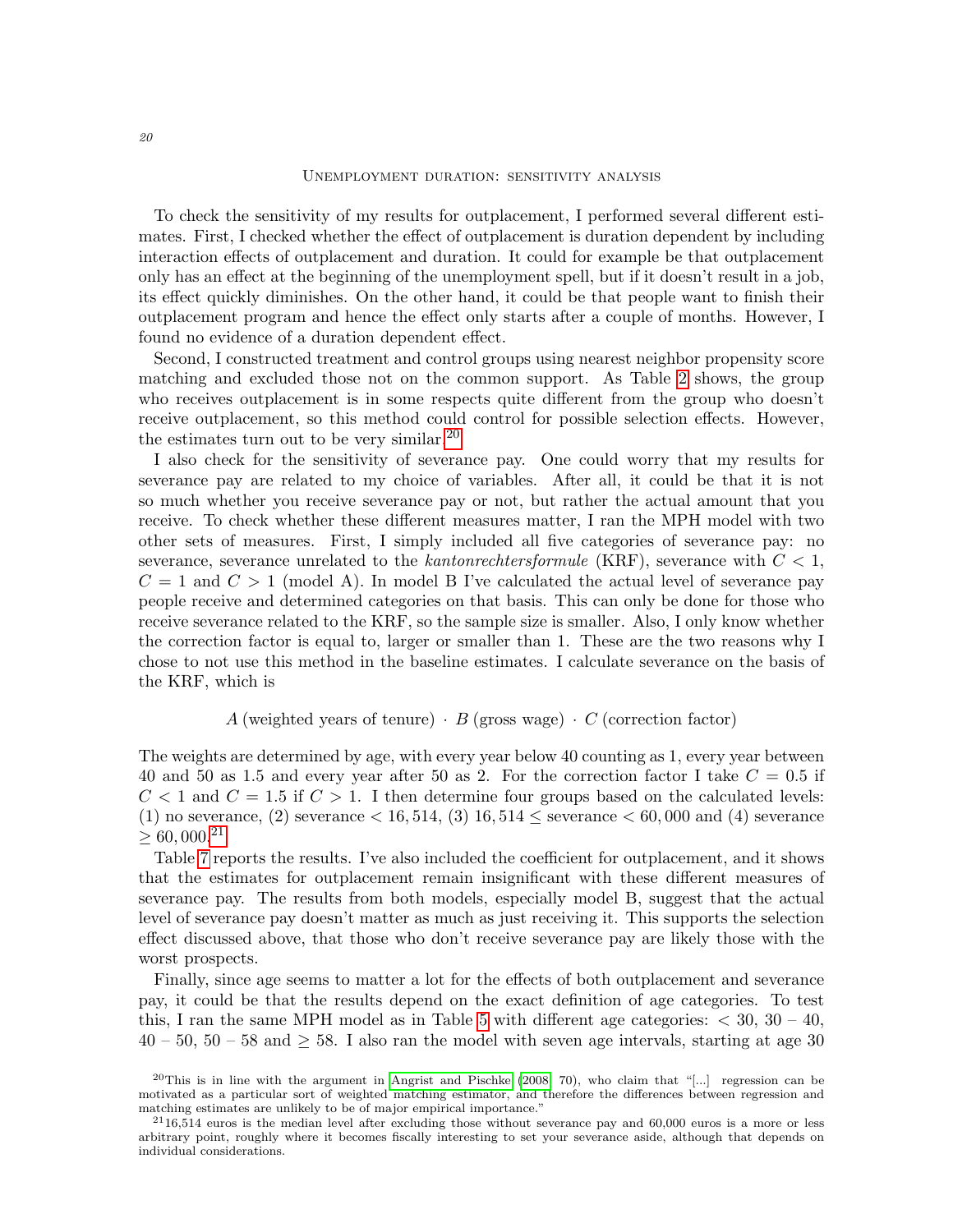### Unemployment duration: sensitivity analysis

To check the sensitivity of my results for outplacement, I performed several different estimates. First, I checked whether the effect of outplacement is duration dependent by including interaction effects of outplacement and duration. It could for example be that outplacement only has an effect at the beginning of the unemployment spell, but if it doesn't result in a job, its effect quickly diminishes. On the other hand, it could be that people want to finish their outplacement program and hence the effect only starts after a couple of months. However, I found no evidence of a duration dependent effect.

Second, I constructed treatment and control groups using nearest neighbor propensity score matching and excluded those not on the common support. As Table 2 shows, the group who receives outplacement is in some respects quite different from the group who doesn't receive outplacement, so this method could control for possible selection effects. However, the estimates turn out to be very similar.[20]

I also check for the sensitivity of severance pay. One could worry that my results for severance pay are related to my choice of variables. After all, it could be that it is not so much whether you receive severance pay or not, but rather the actual amount that you receive. To check whether these different measures matter, I ran the MPH model with two other sets of measures. First, I simply included all five categories of severance pay: no severance, severance unrelated to the *kantonrechtersformule* (KRF), severance with $C < 1$, $C = 1$ and $C > 1$ (model A). In model B I've calculated the actual level of severance pay people receive and determined categories on that basis. This can only be done for those who receive severance related to the KRF, so the sample size is smaller. Also, I only know whether the correction factor is equal to, larger or smaller than 1. These are the two reasons why I chose to not use this method in the baseline estimates. I calculate severance on the basis of the KRF, which is

$$A\,(\text{weighted years of tenure}) \cdot B\,(\text{gross wage}) \cdot C\,(\text{correction factor})$$

The weights are determined by age, with every year below 40 counting as 1, every year between 40 and 50 as 1.5 and every year after 50 as 2. For the correction factor I take $C = 0.5$ if $C < 1$ and $C = 1.5$ if $C > 1$. I then determine four groups based on the calculated levels: (1) no severance, (2) severance $< 16,514$, (3) $16,514 \leq$ severance $< 60,000$ and (4) severance $\geq 60,000$.[21]

Table 7 reports the results. I've also included the coefficient for outplacement, and it shows that the estimates for outplacement remain insignificant with these different measures of severance pay. The results from both models, especially model B, suggest that the actual level of severance pay doesn't matter as much as just receiving it. This supports the selection effect discussed above, that those who don't receive severance pay are likely those with the worst prospects.

Finally, since age seems to matter a lot for the effects of both outplacement and severance pay, it could be that the results depend on the exact definition of age categories. To test this, I ran the same MPH model as in Table 5 with different age categories: $< 30$, $30 - 40$, $40 - 50$, $50 - 58$ and $\geq 58$. I also ran the model with seven age intervals, starting at age 30

[20] This is in line with the argument in Angrist and Pischke (2008, 70), who claim that "[...] regression can be motivated as a particular sort of weighted matching estimator, and therefore the differences between regression and matching estimates are unlikely to be of major empirical importance."

[21] 16,514 euros is the median level after excluding those without severance pay and 60,000 euros is a more or less arbitrary point, roughly where it becomes fiscally interesting to set your severance aside, although that depends on individual considerations.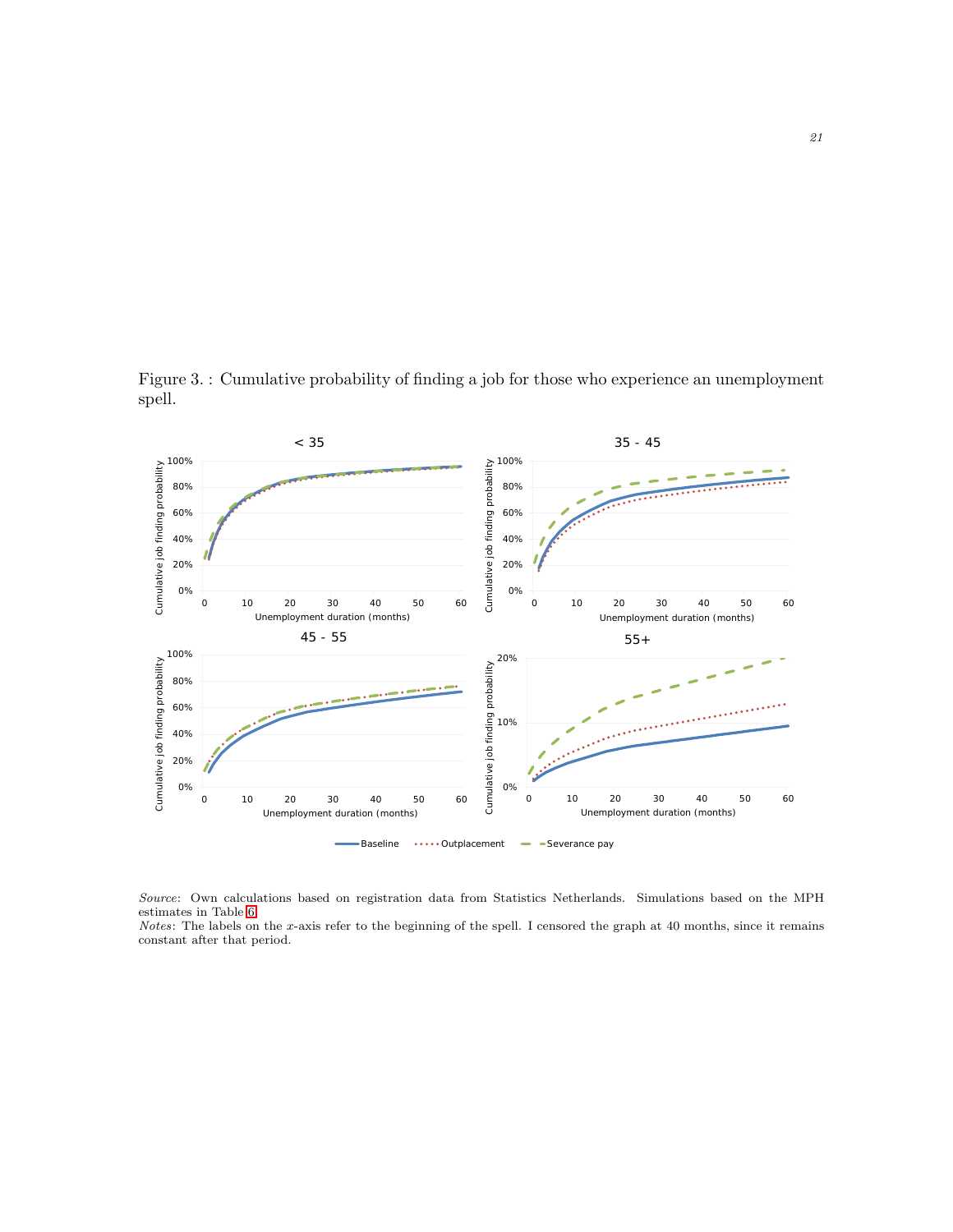Figure 3. : Cumulative probability of finding a job for those who experience an unemployment spell.

*Source*: Own calculations based on registration data from Statistics Netherlands. Simulations based on the MPH estimates in Table 6.
*Notes*: The labels on the $x$-axis refer to the beginning of the spell. I censored the graph at 40 months, since it remains constant after that period.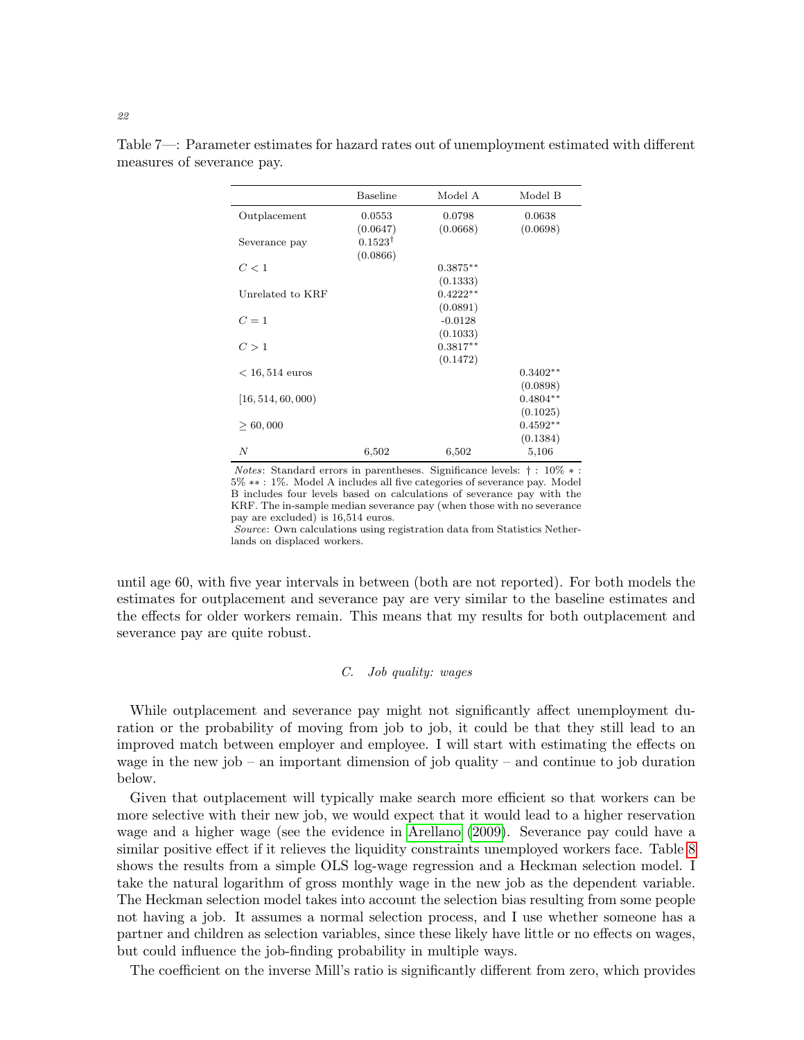Table 7—: Parameter estimates for hazard rates out of unemployment estimated with different measures of severance pay.

| | Baseline | Model A | Model B |
|---|---|---|---|
| Outplacement | 0.0553 | 0.0798 | 0.0638 |
| | (0.0647) | (0.0668) | (0.0698) |
| Severance pay | $0.1523^{\dagger}$ | | |
| | (0.0866) | | |
| $C < 1$ | | $0.3875^{**}$ | |
| | | (0.1333) | |
| Unrelated to KRF | | $0.4222^{**}$ | |
| | | (0.0891) | |
| $C = 1$ | | -0.0128 | |
| | | (0.1033) | |
| $C > 1$ | | $0.3817^{**}$ | |
| | | (0.1472) | |
| $< 16,514$ euros | | | $0.3402^{**}$ |
| | | | (0.0898) |
| $[16,514, 60,000)$ | | | $0.4804^{**}$ |
| | | | (0.1025) |
| $\geq 60,000$ | | | $0.4592^{**}$ |
| | | | (0.1384) |
| $N$ | 6,502 | 6,502 | 5,106 |

*Notes*: Standard errors in parentheses. Significance levels: † : 10% ∗ : 5% ∗∗ : 1%. Model A includes all five categories of severance pay. Model B includes four levels based on calculations of severance pay with the KRF. The in-sample median severance pay (when those with no severance pay are excluded) is 16,514 euros.
*Source*: Own calculations using registration data from Statistics Netherlands on displaced workers.

until age 60, with five year intervals in between (both are not reported). For both models the estimates for outplacement and severance pay are very similar to the baseline estimates and the effects for older workers remain. This means that my results for both outplacement and severance pay are quite robust.

### C. *Job quality: wages*

While outplacement and severance pay might not significantly affect unemployment duration or the probability of moving from job to job, it could be that they still lead to an improved match between employer and employee. I will start with estimating the effects on wage in the new job – an important dimension of job quality – and continue to job duration below.

Given that outplacement will typically make search more efficient so that workers can be more selective with their new job, we would expect that it would lead to a higher reservation wage and a higher wage (see the evidence in Arellano (2009). Severance pay could have a similar positive effect if it relieves the liquidity constraints unemployed workers face. Table 8 shows the results from a simple OLS log-wage regression and a Heckman selection model. I take the natural logarithm of gross monthly wage in the new job as the dependent variable. The Heckman selection model takes into account the selection bias resulting from some people not having a job. It assumes a normal selection process, and I use whether someone has a partner and children as selection variables, since these likely have little or no effects on wages, but could influence the job-finding probability in multiple ways.

The coefficient on the inverse Mill's ratio is significantly different from zero, which provides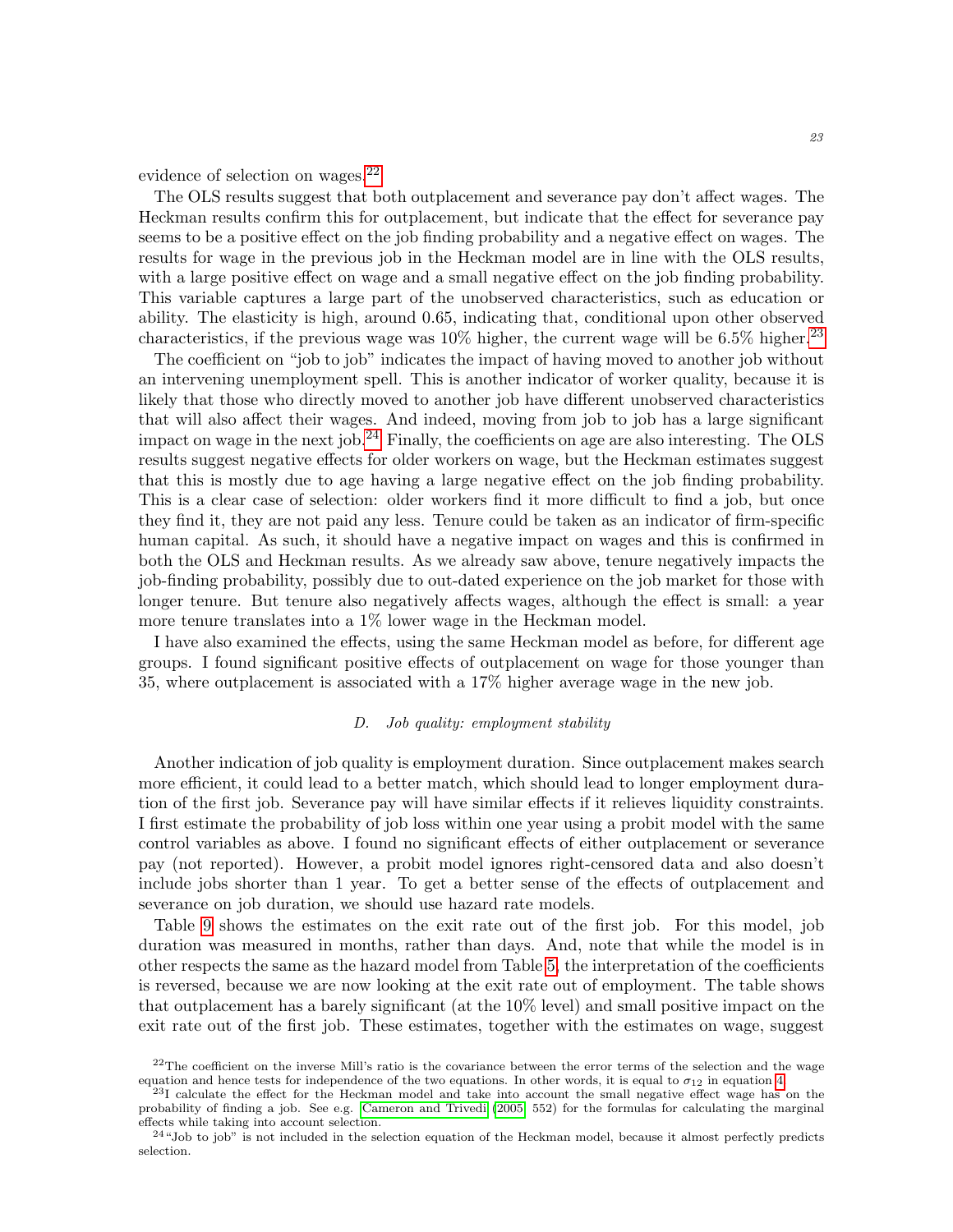evidence of selection on wages.[22]

The OLS results suggest that both outplacement and severance pay don't affect wages. The Heckman results confirm this for outplacement, but indicate that the effect for severance pay seems to be a positive effect on the job finding probability and a negative effect on wages. The results for wage in the previous job in the Heckman model are in line with the OLS results, with a large positive effect on wage and a small negative effect on the job finding probability. This variable captures a large part of the unobserved characteristics, such as education or ability. The elasticity is high, around 0.65, indicating that, conditional upon other observed characteristics, if the previous wage was 10% higher, the current wage will be 6.5% higher.[23]

The coefficient on "job to job" indicates the impact of having moved to another job without an intervening unemployment spell. This is another indicator of worker quality, because it is likely that those who directly moved to another job have different unobserved characteristics that will also affect their wages. And indeed, moving from job to job has a large significant impact on wage in the next job.[24] Finally, the coefficients on age are also interesting. The OLS results suggest negative effects for older workers on wage, but the Heckman estimates suggest that this is mostly due to age having a large negative effect on the job finding probability. This is a clear case of selection: older workers find it more difficult to find a job, but once they find it, they are not paid any less. Tenure could be taken as an indicator of firm-specific human capital. As such, it should have a negative impact on wages and this is confirmed in both the OLS and Heckman results. As we already saw above, tenure negatively impacts the job-finding probability, possibly due to out-dated experience on the job market for those with longer tenure. But tenure also negatively affects wages, although the effect is small: a year more tenure translates into a 1% lower wage in the Heckman model.

I have also examined the effects, using the same Heckman model as before, for different age groups. I found significant positive effects of outplacement on wage for those younger than 35, where outplacement is associated with a 17% higher average wage in the new job.

### D. *Job quality: employment stability*

Another indication of job quality is employment duration. Since outplacement makes search more efficient, it could lead to a better match, which should lead to longer employment duration of the first job. Severance pay will have similar effects if it relieves liquidity constraints. I first estimate the probability of job loss within one year using a probit model with the same control variables as above. I found no significant effects of either outplacement or severance pay (not reported). However, a probit model ignores right-censored data and also doesn't include jobs shorter than 1 year. To get a better sense of the effects of outplacement and severance on job duration, we should use hazard rate models.

Table 9 shows the estimates on the exit rate out of the first job. For this model, job duration was measured in months, rather than days. And, note that while the model is in other respects the same as the hazard model from Table 5, the interpretation of the coefficients is reversed, because we are now looking at the exit rate out of employment. The table shows that outplacement has a barely significant (at the 10% level) and small positive impact on the exit rate out of the first job. These estimates, together with the estimates on wage, suggest

[22] The coefficient on the inverse Mill's ratio is the covariance between the error terms of the selection and the wage equation and hence tests for independence of the two equations. In other words, it is equal to $\sigma_{12}$ in equation 4.

[23] I calculate the effect for the Heckman model and take into account the small negative effect wage has on the probability of finding a job. See e.g. Cameron and Trivedi (2005, 552) for the formulas for calculating the marginal effects while taking into account selection.

[24] "Job to job" is not included in the selection equation of the Heckman model, because it almost perfectly predicts selection.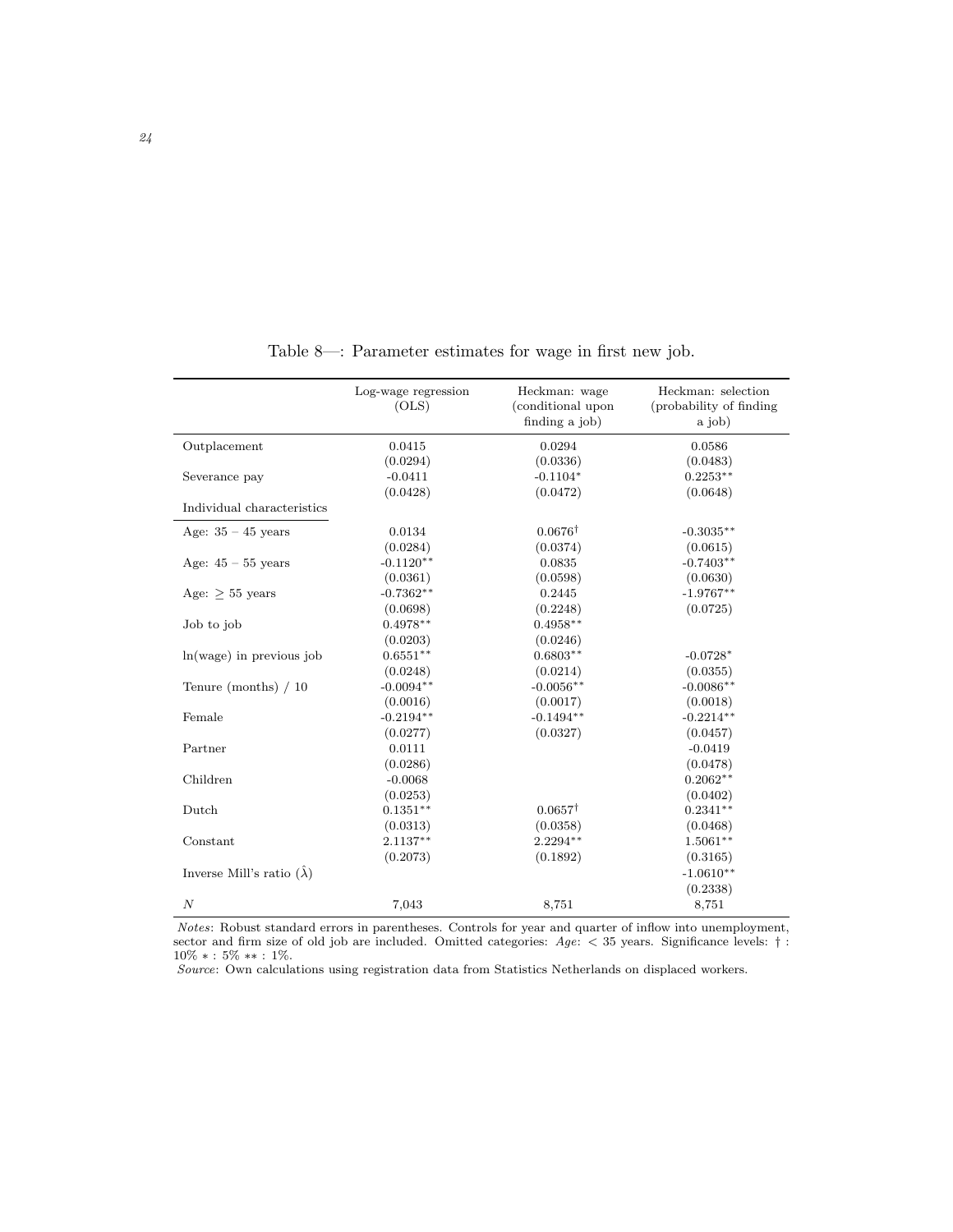Table 8—: Parameter estimates for wage in first new job.

| | Log-wage regression (OLS) | Heckman: wage (conditional upon finding a job) | Heckman: selection (probability of finding a job) |
|---|---|---|---|
| Outplacement | 0.0415 | 0.0294 | 0.0586 |
| | (0.0294) | (0.0336) | (0.0483) |
| Severance pay | -0.0411 | -0.1104* | 0.2253** |
| | (0.0428) | (0.0472) | (0.0648) |
| Individual characteristics | | | |
| Age: $35-45$ years | 0.0134 | 0.0676† | -0.3035** |
| | (0.0284) | (0.0374) | (0.0615) |
| Age: $45-55$ years | -0.1120** | 0.0835 | -0.7403** |
| | (0.0361) | (0.0598) | (0.0630) |
| Age: $\geq 55$ years | -0.7362** | 0.2445 | -1.9767** |
| | (0.0698) | (0.2248) | (0.0725) |
| Job to job | 0.4978** | 0.4958** | |
| | (0.0203) | (0.0246) | |
| ln(wage) in previous job | 0.6551** | 0.6803** | -0.0728* |
| | (0.0248) | (0.0214) | (0.0355) |
| Tenure (months) / 10 | -0.0094** | -0.0056** | -0.0086** |
| | (0.0016) | (0.0017) | (0.0018) |
| Female | -0.2194** | -0.1494** | -0.2214** |
| | (0.0277) | (0.0327) | (0.0457) |
| Partner | 0.0111 | | -0.0419 |
| | (0.0286) | | (0.0478) |
| Children | -0.0068 | | 0.2062** |
| | (0.0253) | | (0.0402) |
| Dutch | 0.1351** | 0.0657† | 0.2341** |
| | (0.0313) | (0.0358) | (0.0468) |
| Constant | 2.1137** | 2.2294** | 1.5061** |
| | (0.2073) | (0.1892) | (0.3165) |
| Inverse Mill's ratio ($\hat{\lambda}$) | | | -1.0610** |
| | | | (0.2338) |
| $N$ | 7,043 | 8,751 | 8,751 |

*Notes*: Robust standard errors in parentheses. Controls for year and quarter of inflow into unemployment, sector and firm size of old job are included. Omitted categories: *Age*: $< 35$ years. Significance levels: † : 10% * : 5% ** : 1%.

*Source*: Own calculations using registration data from Statistics Netherlands on displaced workers.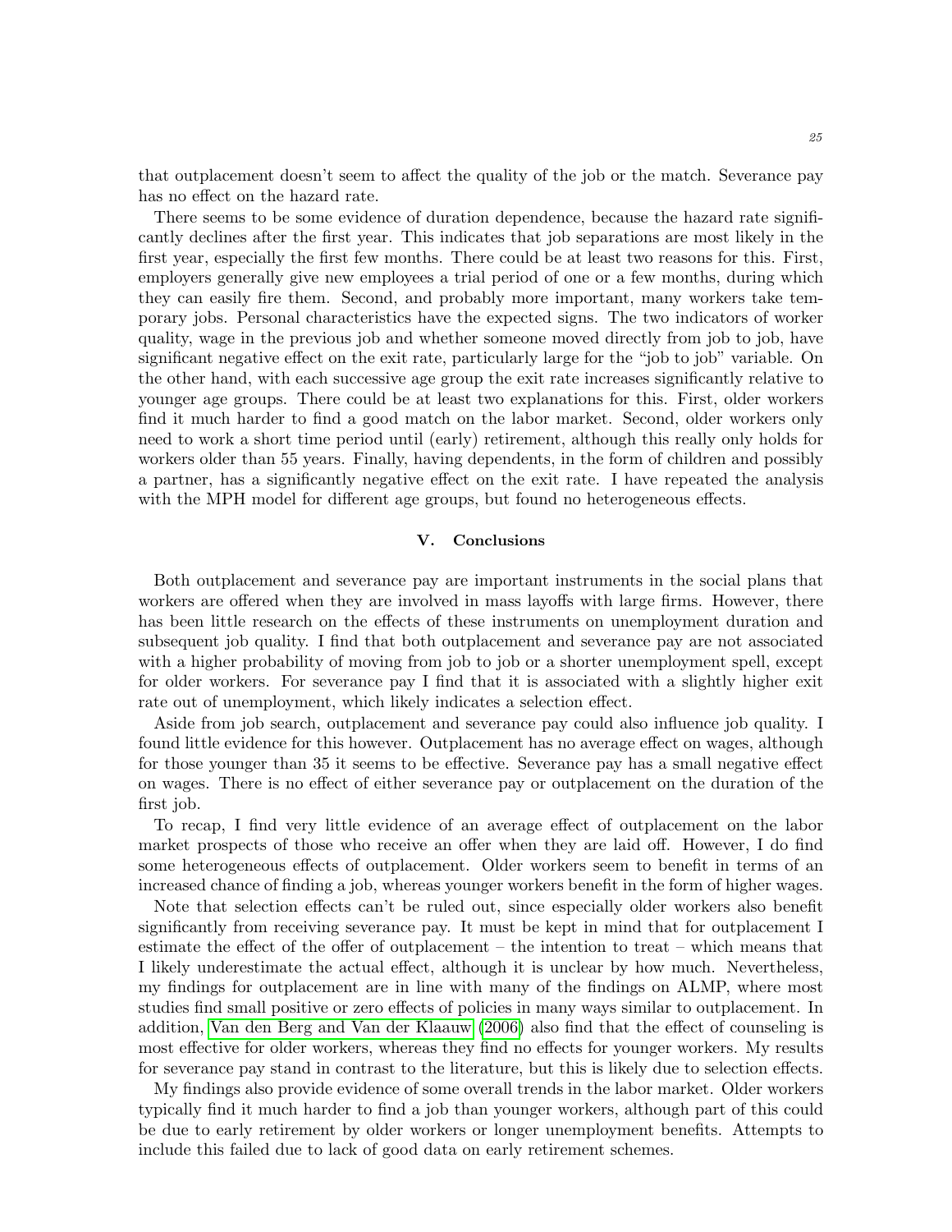that outplacement doesn't seem to affect the quality of the job or the match. Severance pay has no effect on the hazard rate.

There seems to be some evidence of duration dependence, because the hazard rate significantly declines after the first year. This indicates that job separations are most likely in the first year, especially the first few months. There could be at least two reasons for this. First, employers generally give new employees a trial period of one or a few months, during which they can easily fire them. Second, and probably more important, many workers take temporary jobs. Personal characteristics have the expected signs. The two indicators of worker quality, wage in the previous job and whether someone moved directly from job to job, have significant negative effect on the exit rate, particularly large for the "job to job" variable. On the other hand, with each successive age group the exit rate increases significantly relative to younger age groups. There could be at least two explanations for this. First, older workers find it much harder to find a good match on the labor market. Second, older workers only need to work a short time period until (early) retirement, although this really only holds for workers older than 55 years. Finally, having dependents, in the form of children and possibly a partner, has a significantly negative effect on the exit rate. I have repeated the analysis with the MPH model for different age groups, but found no heterogeneous effects.

## V. Conclusions

Both outplacement and severance pay are important instruments in the social plans that workers are offered when they are involved in mass layoffs with large firms. However, there has been little research on the effects of these instruments on unemployment duration and subsequent job quality. I find that both outplacement and severance pay are not associated with a higher probability of moving from job to job or a shorter unemployment spell, except for older workers. For severance pay I find that it is associated with a slightly higher exit rate out of unemployment, which likely indicates a selection effect.

Aside from job search, outplacement and severance pay could also influence job quality. I found little evidence for this however. Outplacement has no average effect on wages, although for those younger than 35 it seems to be effective. Severance pay has a small negative effect on wages. There is no effect of either severance pay or outplacement on the duration of the first job.

To recap, I find very little evidence of an average effect of outplacement on the labor market prospects of those who receive an offer when they are laid off. However, I do find some heterogeneous effects of outplacement. Older workers seem to benefit in terms of an increased chance of finding a job, whereas younger workers benefit in the form of higher wages.

Note that selection effects can't be ruled out, since especially older workers also benefit significantly from receiving severance pay. It must be kept in mind that for outplacement I estimate the effect of the offer of outplacement – the intention to treat – which means that I likely underestimate the actual effect, although it is unclear by how much. Nevertheless, my findings for outplacement are in line with many of the findings on ALMP, where most studies find small positive or zero effects of policies in many ways similar to outplacement. In addition, Van den Berg and Van der Klaauw (2006) also find that the effect of counseling is most effective for older workers, whereas they find no effects for younger workers. My results for severance pay stand in contrast to the literature, but this is likely due to selection effects.

My findings also provide evidence of some overall trends in the labor market. Older workers typically find it much harder to find a job than younger workers, although part of this could be due to early retirement by older workers or longer unemployment benefits. Attempts to include this failed due to lack of good data on early retirement schemes.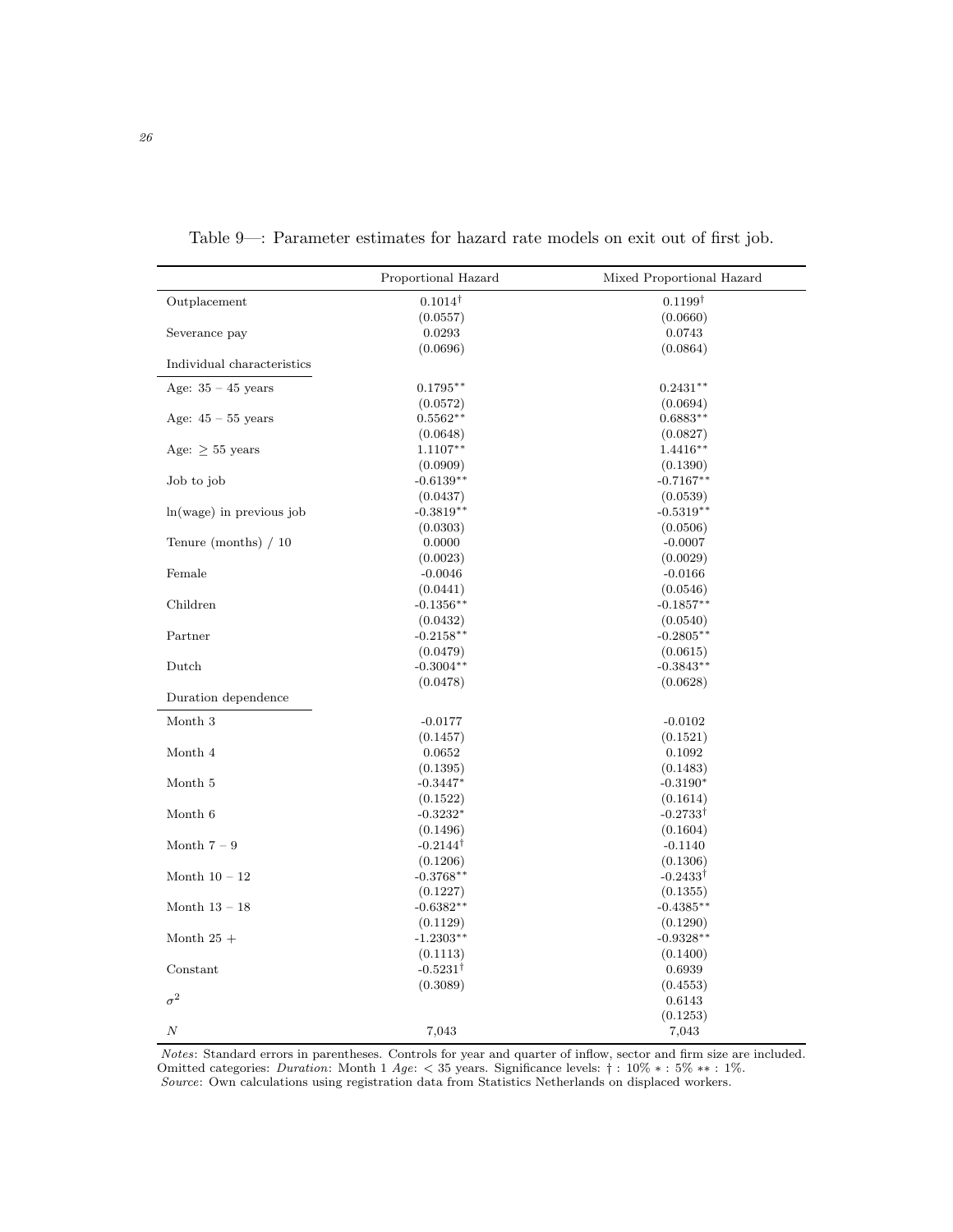Table 9—: Parameter estimates for hazard rate models on exit out of first job.

| | Proportional Hazard | Mixed Proportional Hazard |
|---|---|---|
| Outplacement | $0.1014^{\dagger}$ | $0.1199^{\dagger}$ |
| | (0.0557) | (0.0660) |
| Severance pay | 0.0293 | 0.0743 |
| | (0.0696) | (0.0864) |
| *Individual characteristics* | | |
| Age: 35 – 45 years | $0.1795^{**}$ | $0.2431^{**}$ |
| | (0.0572) | (0.0694) |
| Age: 45 – 55 years | $0.5562^{**}$ | $0.6883^{**}$ |
| | (0.0648) | (0.0827) |
| Age: $\geq$ 55 years | $1.1107^{**}$ | $1.4416^{**}$ |
| | (0.0909) | (0.1390) |
| Job to job | $-0.6139^{**}$ | $-0.7167^{**}$ |
| | (0.0437) | (0.0539) |
| ln(wage) in previous job | $-0.3819^{**}$ | $-0.5319^{**}$ |
| | (0.0303) | (0.0506) |
| Tenure (months) / 10 | 0.0000 | -0.0007 |
| | (0.0023) | (0.0029) |
| Female | -0.0046 | -0.0166 |
| | (0.0441) | (0.0546) |
| Children | $-0.1356^{**}$ | $-0.1857^{**}$ |
| | (0.0432) | (0.0540) |
| Partner | $-0.2158^{**}$ | $-0.2805^{**}$ |
| | (0.0479) | (0.0615) |
| Dutch | $-0.3004^{**}$ | $-0.3843^{**}$ |
| | (0.0478) | (0.0628) |
| *Duration dependence* | | |
| Month 3 | -0.0177 | -0.0102 |
| | (0.1457) | (0.1521) |
| Month 4 | 0.0652 | 0.1092 |
| | (0.1395) | (0.1483) |
| Month 5 | $-0.3447^{*}$ | $-0.3190^{*}$ |
| | (0.1522) | (0.1614) |
| Month 6 | $-0.3232^{*}$ | $-0.2733^{\dagger}$ |
| | (0.1496) | (0.1604) |
| Month 7 – 9 | $-0.2144^{\dagger}$ | -0.1140 |
| | (0.1206) | (0.1306) |
| Month 10 – 12 | $-0.3768^{**}$ | $-0.2433^{\dagger}$ |
| | (0.1227) | (0.1355) |
| Month 13 – 18 | $-0.6382^{**}$ | $-0.4385^{**}$ |
| | (0.1129) | (0.1290) |
| Month 25 + | $-1.2303^{**}$ | $-0.9328^{**}$ |
| | (0.1113) | (0.1400) |
| Constant | $-0.5231^{\dagger}$ | 0.6939 |
| | (0.3089) | (0.4553) |
| $\sigma^2$ | | 0.6143 |
| | | (0.1253) |
| $N$ | 7,043 | 7,043 |

*Notes*: Standard errors in parentheses. Controls for year and quarter of inflow, sector and firm size are included. Omitted categories: *Duration*: Month 1 *Age*: < 35 years. Significance levels: † : 10% ∗ : 5% ∗∗ : 1%.
*Source*: Own calculations using registration data from Statistics Netherlands on displaced workers.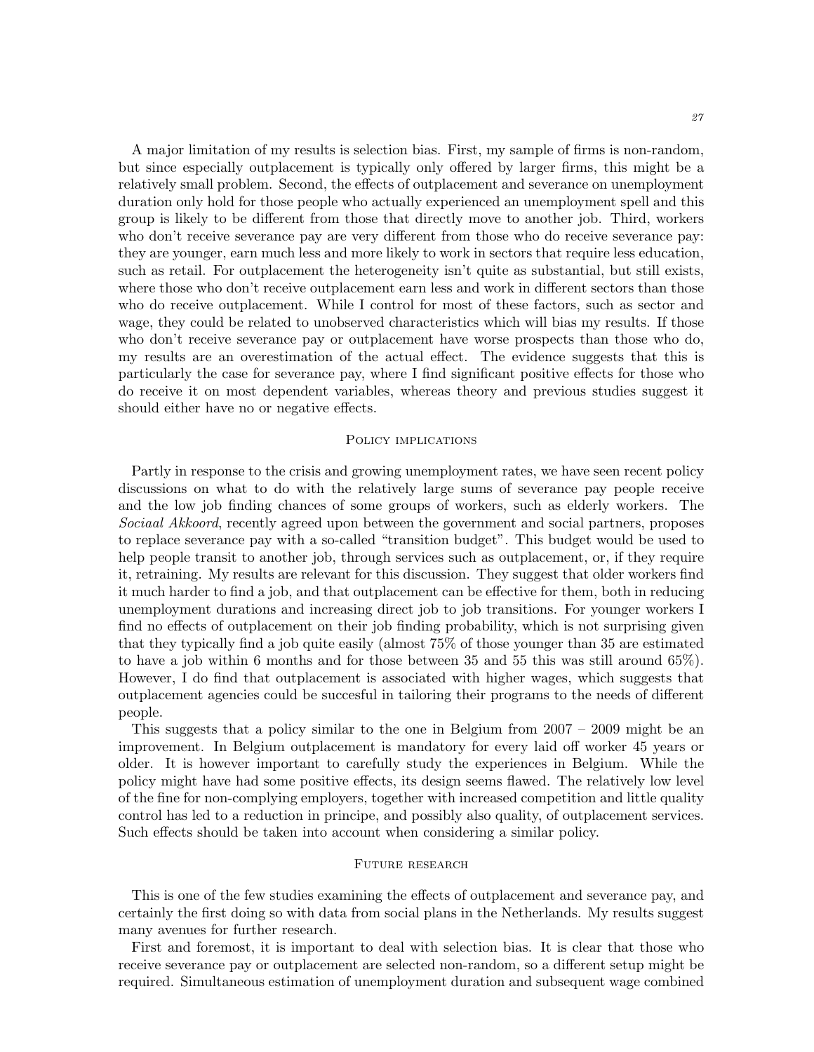A major limitation of my results is selection bias. First, my sample of firms is non-random, but since especially outplacement is typically only offered by larger firms, this might be a relatively small problem. Second, the effects of outplacement and severance on unemployment duration only hold for those people who actually experienced an unemployment spell and this group is likely to be different from those that directly move to another job. Third, workers who don't receive severance pay are very different from those who do receive severance pay: they are younger, earn much less and more likely to work in sectors that require less education, such as retail. For outplacement the heterogeneity isn't quite as substantial, but still exists, where those who don't receive outplacement earn less and work in different sectors than those who do receive outplacement. While I control for most of these factors, such as sector and wage, they could be related to unobserved characteristics which will bias my results. If those who don't receive severance pay or outplacement have worse prospects than those who do, my results are an overestimation of the actual effect. The evidence suggests that this is particularly the case for severance pay, where I find significant positive effects for those who do receive it on most dependent variables, whereas theory and previous studies suggest it should either have no or negative effects.

## Policy implications

Partly in response to the crisis and growing unemployment rates, we have seen recent policy discussions on what to do with the relatively large sums of severance pay people receive and the low job finding chances of some groups of workers, such as elderly workers. The *Sociaal Akkoord*, recently agreed upon between the government and social partners, proposes to replace severance pay with a so-called "transition budget". This budget would be used to help people transit to another job, through services such as outplacement, or, if they require it, retraining. My results are relevant for this discussion. They suggest that older workers find it much harder to find a job, and that outplacement can be effective for them, both in reducing unemployment durations and increasing direct job to job transitions. For younger workers I find no effects of outplacement on their job finding probability, which is not surprising given that they typically find a job quite easily (almost 75% of those younger than 35 are estimated to have a job within 6 months and for those between 35 and 55 this was still around 65%). However, I do find that outplacement is associated with higher wages, which suggests that outplacement agencies could be succesful in tailoring their programs to the needs of different people.

This suggests that a policy similar to the one in Belgium from 2007 – 2009 might be an improvement. In Belgium outplacement is mandatory for every laid off worker 45 years or older. It is however important to carefully study the experiences in Belgium. While the policy might have had some positive effects, its design seems flawed. The relatively low level of the fine for non-complying employers, together with increased competition and little quality control has led to a reduction in principe, and possibly also quality, of outplacement services. Such effects should be taken into account when considering a similar policy.

## Future research

This is one of the few studies examining the effects of outplacement and severance pay, and certainly the first doing so with data from social plans in the Netherlands. My results suggest many avenues for further research.

First and foremost, it is important to deal with selection bias. It is clear that those who receive severance pay or outplacement are selected non-random, so a different setup might be required. Simultaneous estimation of unemployment duration and subsequent wage combined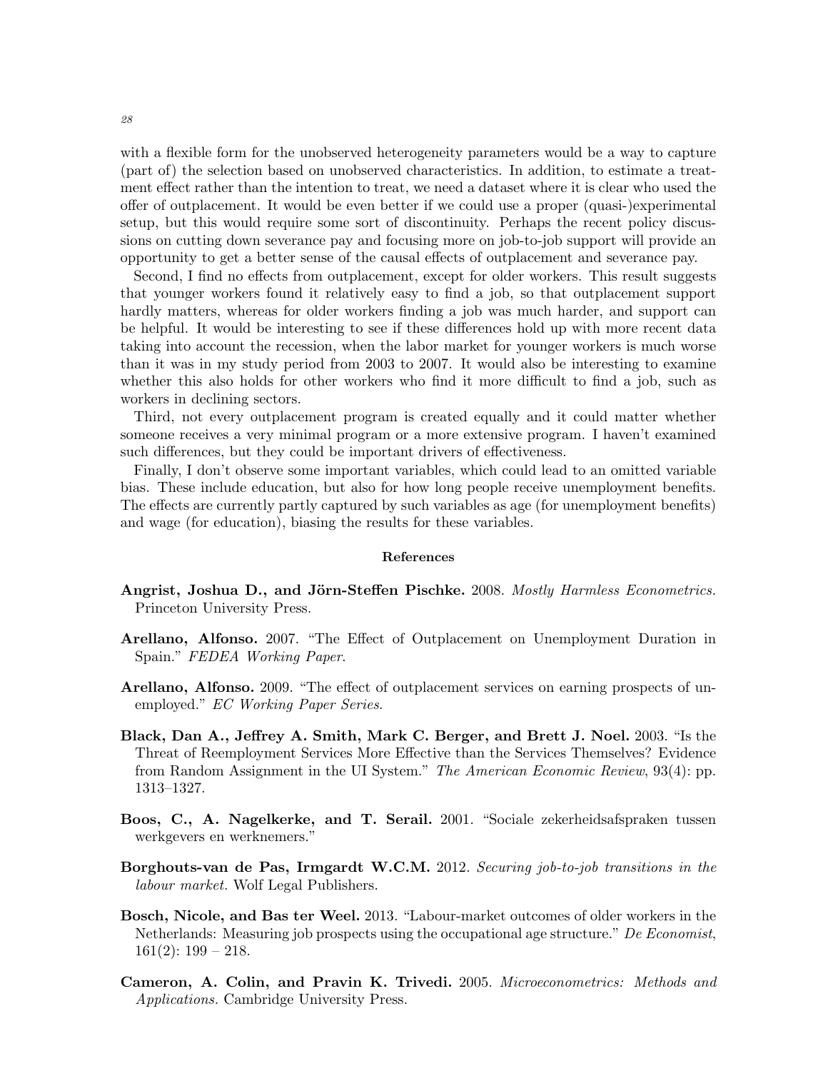with a flexible form for the unobserved heterogeneity parameters would be a way to capture (part of) the selection based on unobserved characteristics. In addition, to estimate a treatment effect rather than the intention to treat, we need a dataset where it is clear who used the offer of outplacement. It would be even better if we could use a proper (quasi-)experimental setup, but this would require some sort of discontinuity. Perhaps the recent policy discussions on cutting down severance pay and focusing more on job-to-job support will provide an opportunity to get a better sense of the causal effects of outplacement and severance pay.

Second, I find no effects from outplacement, except for older workers. This result suggests that younger workers found it relatively easy to find a job, so that outplacement support hardly matters, whereas for older workers finding a job was much harder, and support can be helpful. It would be interesting to see if these differences hold up with more recent data taking into account the recession, when the labor market for younger workers is much worse than it was in my study period from 2003 to 2007. It would also be interesting to examine whether this also holds for other workers who find it more difficult to find a job, such as workers in declining sectors.

Third, not every outplacement program is created equally and it could matter whether someone receives a very minimal program or a more extensive program. I haven't examined such differences, but they could be important drivers of effectiveness.

Finally, I don't observe some important variables, which could lead to an omitted variable bias. These include education, but also for how long people receive unemployment benefits. The effects are currently partly captured by such variables as age (for unemployment benefits) and wage (for education), biasing the results for these variables.

## References

**Angrist, Joshua D., and Jörn-Steffen Pischke.** 2008. *Mostly Harmless Econometrics.* Princeton University Press.

**Arellano, Alfonso.** 2007. "The Effect of Outplacement on Unemployment Duration in Spain." *FEDEA Working Paper*.

**Arellano, Alfonso.** 2009. "The effect of outplacement services on earning prospects of unemployed." *EC Working Paper Series*.

**Black, Dan A., Jeffrey A. Smith, Mark C. Berger, and Brett J. Noel.** 2003. "Is the Threat of Reemployment Services More Effective than the Services Themselves? Evidence from Random Assignment in the UI System." *The American Economic Review*, 93(4): pp. 1313–1327.

**Boos, C., A. Nagelkerke, and T. Serail.** 2001. "Sociale zekerheidsafspraken tussen werkgevers en werknemers."

**Borghouts-van de Pas, Irmgardt W.C.M.** 2012. *Securing job-to-job transitions in the labour market.* Wolf Legal Publishers.

**Bosch, Nicole, and Bas ter Weel.** 2013. "Labour-market outcomes of older workers in the Netherlands: Measuring job prospects using the occupational age structure." *De Economist*, 161(2): 199 – 218.

**Cameron, A. Colin, and Pravin K. Trivedi.** 2005. *Microeconometrics: Methods and Applications.* Cambridge University Press.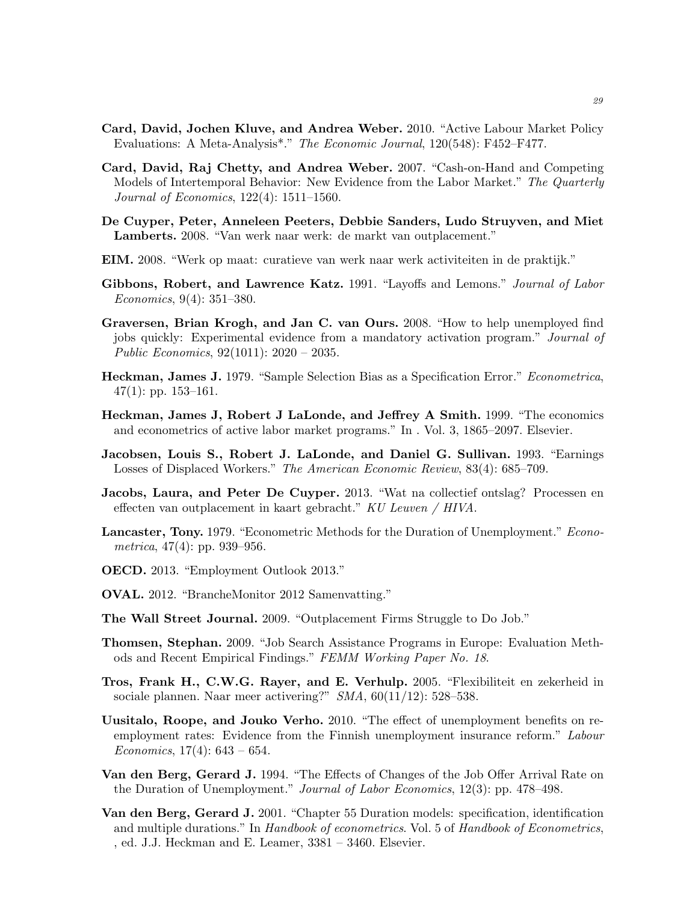**Card, David, Jochen Kluve, and Andrea Weber.** 2010. "Active Labour Market Policy Evaluations: A Meta-Analysis*." *The Economic Journal*, 120(548): F452–F477.

**Card, David, Raj Chetty, and Andrea Weber.** 2007. "Cash-on-Hand and Competing Models of Intertemporal Behavior: New Evidence from the Labor Market." *The Quarterly Journal of Economics*, 122(4): 1511–1560.

**De Cuyper, Peter, Anneleen Peeters, Debbie Sanders, Ludo Struyven, and Miet Lamberts.** 2008. "Van werk naar werk: de markt van outplacement."

**EIM.** 2008. "Werk op maat: curatieve van werk naar werk activiteiten in de praktijk."

**Gibbons, Robert, and Lawrence Katz.** 1991. "Layoffs and Lemons." *Journal of Labor Economics*, 9(4): 351–380.

**Graversen, Brian Krogh, and Jan C. van Ours.** 2008. "How to help unemployed find jobs quickly: Experimental evidence from a mandatory activation program." *Journal of Public Economics*, 92(1011): 2020 – 2035.

**Heckman, James J.** 1979. "Sample Selection Bias as a Specification Error." *Econometrica*, 47(1): pp. 153–161.

**Heckman, James J, Robert J LaLonde, and Jeffrey A Smith.** 1999. "The economics and econometrics of active labor market programs." In . Vol. 3, 1865–2097. Elsevier.

**Jacobsen, Louis S., Robert J. LaLonde, and Daniel G. Sullivan.** 1993. "Earnings Losses of Displaced Workers." *The American Economic Review*, 83(4): 685–709.

**Jacobs, Laura, and Peter De Cuyper.** 2013. "Wat na collectief ontslag? Processen en effecten van outplacement in kaart gebracht." *KU Leuven / HIVA*.

**Lancaster, Tony.** 1979. "Econometric Methods for the Duration of Unemployment." *Econometrica*, 47(4): pp. 939–956.

**OECD.** 2013. "Employment Outlook 2013."

**OVAL.** 2012. "BrancheMonitor 2012 Samenvatting."

**The Wall Street Journal.** 2009. "Outplacement Firms Struggle to Do Job."

**Thomsen, Stephan.** 2009. "Job Search Assistance Programs in Europe: Evaluation Methods and Recent Empirical Findings." *FEMM Working Paper No. 18*.

**Tros, Frank H., C.W.G. Rayer, and E. Verhulp.** 2005. "Flexibiliteit en zekerheid in sociale plannen. Naar meer activering?" *SMA*, 60(11/12): 528–538.

**Uusitalo, Roope, and Jouko Verho.** 2010. "The effect of unemployment benefits on re-employment rates: Evidence from the Finnish unemployment insurance reform." *Labour Economics*, 17(4): 643 – 654.

**Van den Berg, Gerard J.** 1994. "The Effects of Changes of the Job Offer Arrival Rate on the Duration of Unemployment." *Journal of Labor Economics*, 12(3): pp. 478–498.

**Van den Berg, Gerard J.** 2001. "Chapter 55 Duration models: specification, identification and multiple durations." In *Handbook of econometrics*. Vol. 5 of *Handbook of Econometrics*, , ed. J.J. Heckman and E. Leamer, 3381 – 3460. Elsevier.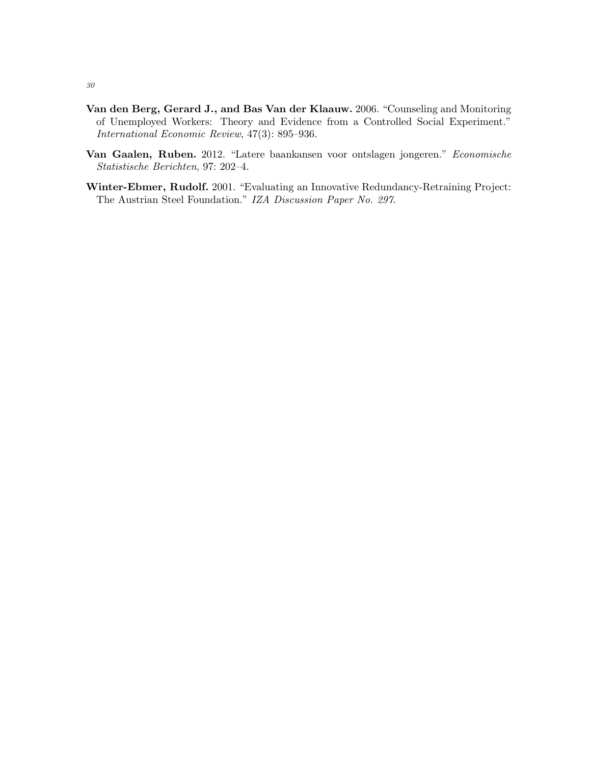**Van den Berg, Gerard J., and Bas Van der Klaauw.** 2006. "Counseling and Monitoring of Unemployed Workers: Theory and Evidence from a Controlled Social Experiment." *International Economic Review*, 47(3): 895–936.

**Van Gaalen, Ruben.** 2012. "Latere baankansen voor ontslagen jongeren." *Economische Statistische Berichten*, 97: 202–4.

**Winter-Ebmer, Rudolf.** 2001. "Evaluating an Innovative Redundancy-Retraining Project: The Austrian Steel Foundation." *IZA Discussion Paper No. 297*.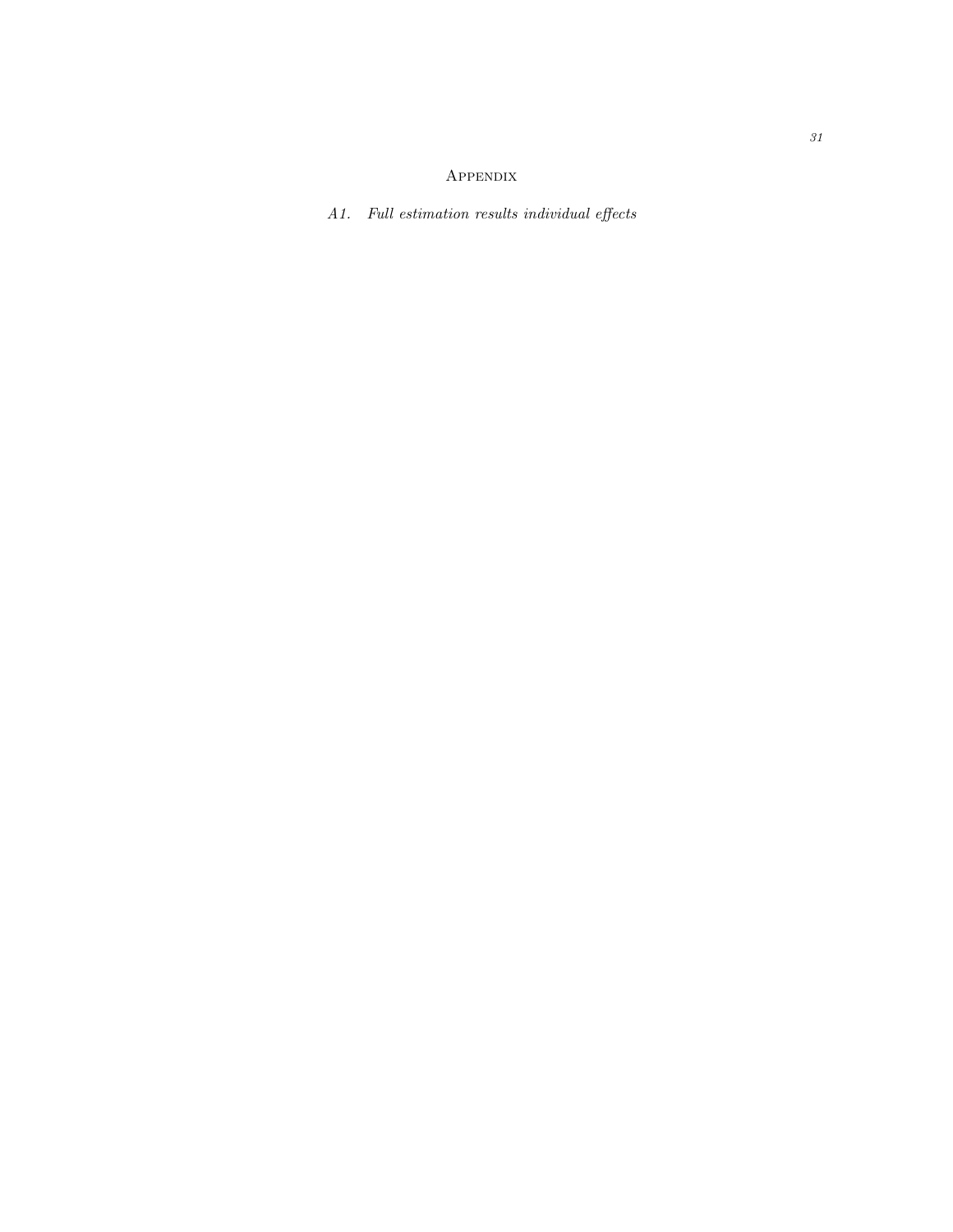# Appendix

## *A1. Full estimation results individual effects*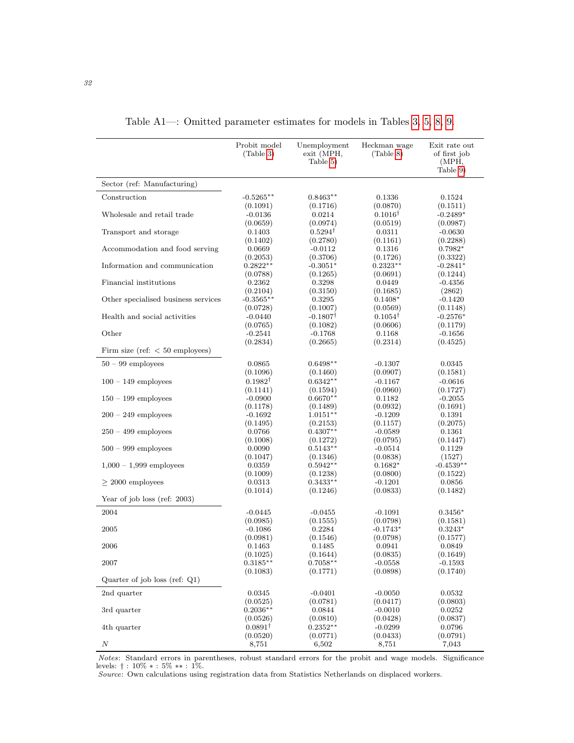Table A1—: Omitted parameter estimates for models in Tables 3, 5, 8, 9.

| | Probit model (Table 3) | Unemployment exit (MPH, Table 5) | Heckman wage (Table 8) | Exit rate out of first job (MPH, Table 9) |
|---|---|---|---|---|
| Sector (ref: Manufacturing) | | | | |
| Construction | -0.5265** | 0.8463** | 0.1336 | 0.1524 |
| | (0.1091) | (0.1716) | (0.0870) | (0.1511) |
| Wholesale and retail trade | -0.0136 | 0.0214 | 0.1016† | -0.2489* |
| | (0.0659) | (0.0974) | (0.0519) | (0.0987) |
| Transport and storage | 0.1403 | 0.5294† | 0.0311 | -0.0630 |
| | (0.1402) | (0.2780) | (0.1161) | (0.2288) |
| Accommodation and food serving | 0.0669 | -0.0112 | 0.1316 | 0.7982* |
| | (0.2053) | (0.3706) | (0.1726) | (0.3322) |
| Information and communication | 0.2822** | -0.3051* | 0.2323** | -0.2841* |
| | (0.0788) | (0.1265) | (0.0691) | (0.1244) |
| Financial institutions | 0.2362 | 0.3298 | 0.0449 | -0.4356 |
| | (0.2104) | (0.3150) | (0.1685) | (2862) |
| Other specialised business services | -0.3565** | 0.3295 | 0.1408* | -0.1420 |
| | (0.0728) | (0.1007) | (0.0569) | (0.1148) |
| Health and social activities | -0.0440 | -0.1807† | 0.1054† | -0.2576* |
| | (0.0765) | (0.1082) | (0.0606) | (0.1179) |
| Other | -0.2541 | -0.1768 | 0.1168 | -0.1656 |
| | (0.2834) | (0.2665) | (0.2314) | (0.4525) |
| Firm size (ref: $<$ 50 employees) | | | | |
| 50 – 99 employees | 0.0865 | 0.6498** | -0.1307 | 0.0345 |
| | (0.1096) | (0.1460) | (0.0907) | (0.1581) |
| 100 – 149 employees | 0.1982† | 0.6342** | -0.1167 | -0.0616 |
| | (0.1141) | (0.1594) | (0.0960) | (0.1727) |
| 150 – 199 employees | -0.0900 | 0.6670** | 0.1182 | -0.2055 |
| | (0.1178) | (0.1489) | (0.0932) | (0.1691) |
| 200 – 249 employees | -0.1692 | 1.0151** | -0.1209 | 0.1391 |
| | (0.1495) | (0.2153) | (0.1157) | (0.2075) |
| 250 – 499 employees | 0.0766 | 0.4307** | -0.0589 | 0.1361 |
| | (0.1008) | (0.1272) | (0.0795) | (0.1447) |
| 500 – 999 employees | 0.0090 | 0.5143** | -0.0514 | 0.1129 |
| | (0.1047) | (0.1346) | (0.0838) | (1527) |
| 1,000 – 1,999 employees | 0.0359 | 0.5942** | 0.1682* | -0.4539** |
| | (0.1009) | (0.1238) | (0.0800) | (0.1522) |
| $\geq$ 2000 employees | 0.0313 | 0.3433** | -0.1201 | 0.0856 |
| | (0.1014) | (0.1246) | (0.0833) | (0.1482) |
| Year of job loss (ref: 2003) | | | | |
| 2004 | -0.0445 | -0.0455 | -0.1091 | 0.3456* |
| | (0.0985) | (0.1555) | (0.0798) | (0.1581) |
| 2005 | -0.1086 | 0.2284 | -0.1743* | 0.3243* |
| | (0.0981) | (0.1546) | (0.0798) | (0.1577) |
| 2006 | 0.1463 | 0.1485 | 0.0941 | 0.0849 |
| | (0.1025) | (0.1644) | (0.0835) | (0.1649) |
| 2007 | 0.3185** | 0.7058** | -0.0558 | -0.1593 |
| | (0.1083) | (0.1771) | (0.0898) | (0.1740) |
| Quarter of job loss (ref: Q1) | | | | |
| 2nd quarter | 0.0345 | -0.0401 | -0.0050 | 0.0532 |
| | (0.0525) | (0.0781) | (0.0417) | (0.0803) |
| 3rd quarter | 0.2036** | 0.0844 | -0.0010 | 0.0252 |
| | (0.0526) | (0.0810) | (0.0428) | (0.0837) |
| 4th quarter | 0.0891† | 0.2352** | -0.0299 | 0.0796 |
| | (0.0520) | (0.0771) | (0.0433) | (0.0791) |
| $N$ | 8,751 | 6,502 | 8,751 | 7,043 |

*Notes*: Standard errors in parentheses, robust standard errors for the probit and wage models. Significance levels: † : 10% * : 5% ** : 1%.
*Source*: Own calculations using registration data from Statistics Netherlands on displaced workers.